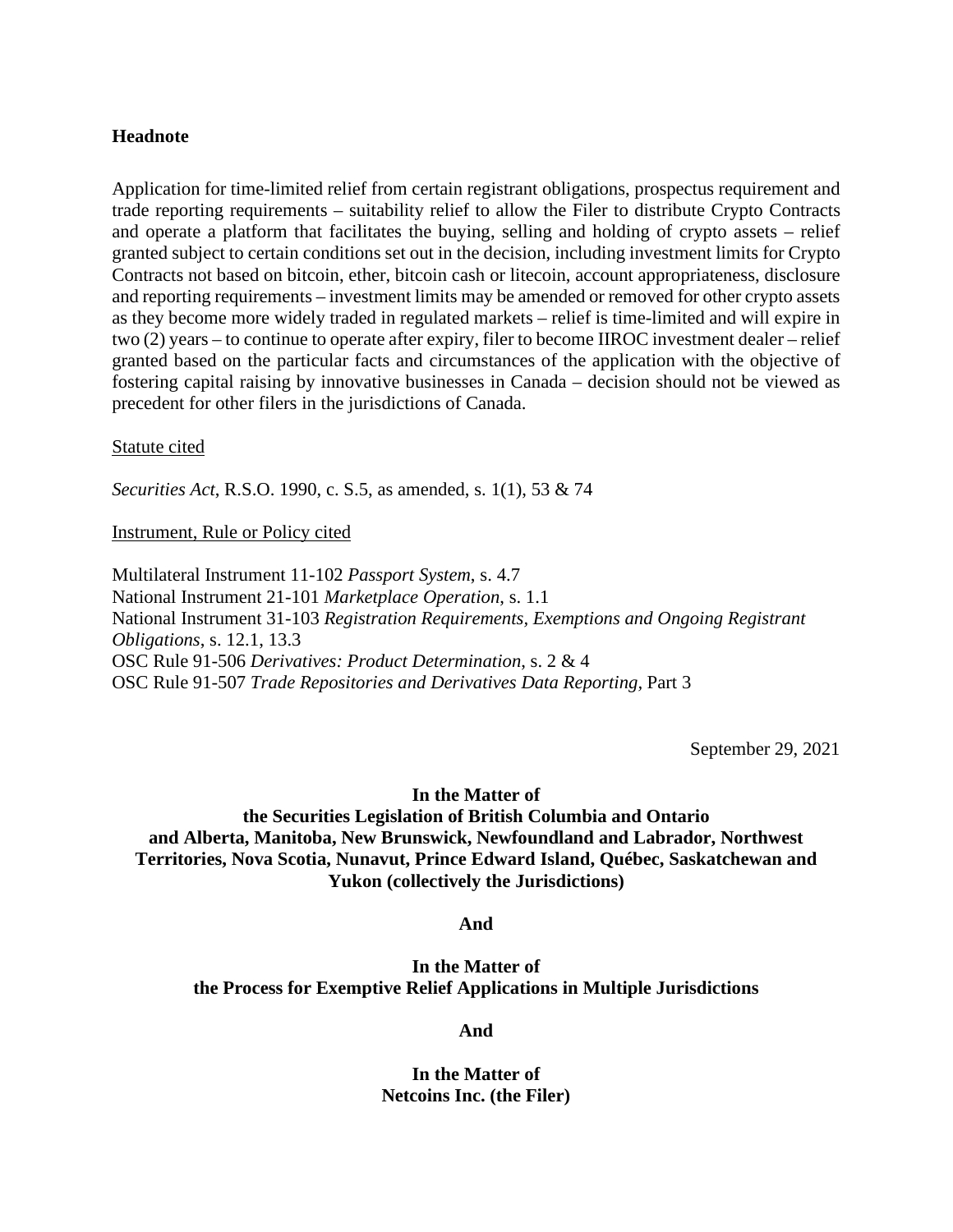**Headnote**

Application for time-limited relief from certain registrant obligations, prospectus requirement and trade reporting requirements – suitability relief to allow the Filer to distribute Crypto Contracts and operate a platform that facilitates the buying, selling and holding of crypto assets – relief granted subject to certain conditions set out in the decision, including investment limits for Crypto Contracts not based on bitcoin, ether, bitcoin cash or litecoin, account appropriateness, disclosure and reporting requirements – investment limits may be amended or removed for other crypto assets as they become more widely traded in regulated markets – relief is time-limited and will expire in two (2) years – to continue to operate after expiry, filer to become IIROC investment dealer – relief granted based on the particular facts and circumstances of the application with the objective of fostering capital raising by innovative businesses in Canada – decision should not be viewed as precedent for other filers in the jurisdictions of Canada.

Statute cited

*Securities Act*, R.S.O. 1990, c. S.5, as amended, s. 1(1), 53 & 74

Instrument, Rule or Policy cited

Multilateral Instrument 11-102 *Passport System*, s. 4.7
National Instrument 21-101 *Marketplace Operation*, s. 1.1
National Instrument 31-103 *Registration Requirements, Exemptions and Ongoing Registrant Obligations*, s. 12.1, 13.3
OSC Rule 91-506 *Derivatives: Product Determination*, s. 2 & 4
OSC Rule 91-507 *Trade Repositories and Derivatives Data Reporting*, Part 3

September 29, 2021

**In the Matter of**
**the Securities Legislation of British Columbia and Ontario and Alberta, Manitoba, New Brunswick, Newfoundland and Labrador, Northwest Territories, Nova Scotia, Nunavut, Prince Edward Island, Québec, Saskatchewan and Yukon (collectively the Jurisdictions)**

**And**

**In the Matter of**
**the Process for Exemptive Relief Applications in Multiple Jurisdictions**

**And**

**In the Matter of**
**Netcoins Inc. (the Filer)**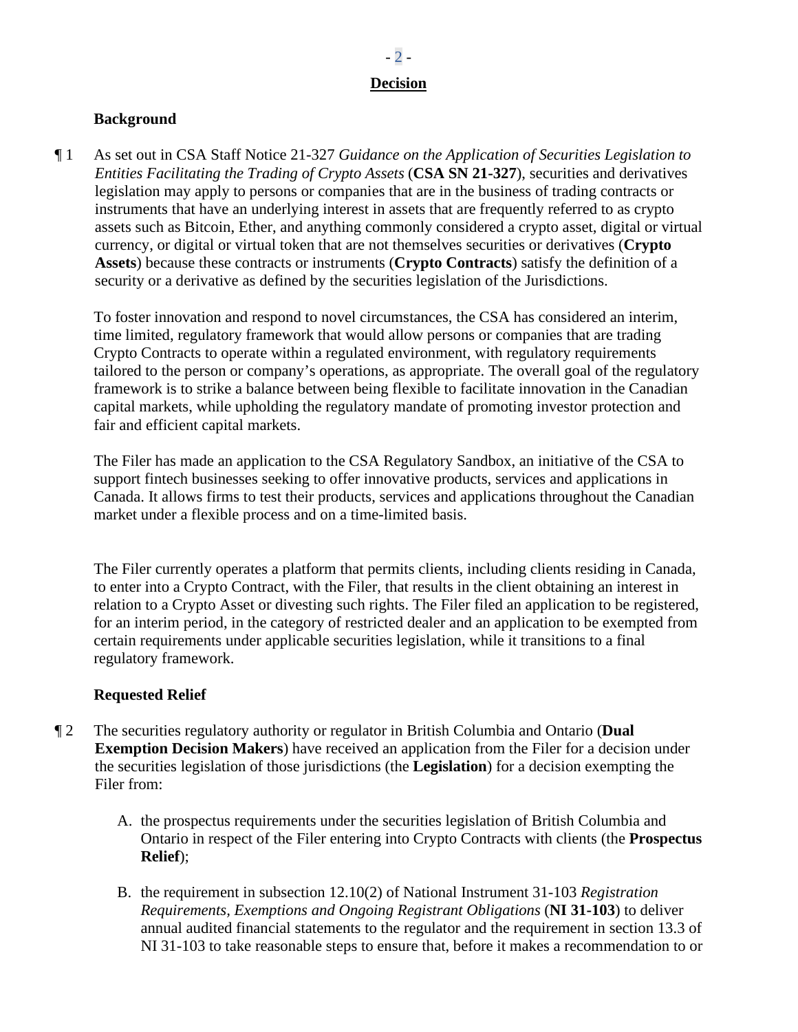## Decision

### Background

¶ 1 As set out in CSA Staff Notice 21-327 *Guidance on the Application of Securities Legislation to Entities Facilitating the Trading of Crypto Assets* (**CSA SN 21-327**), securities and derivatives legislation may apply to persons or companies that are in the business of trading contracts or instruments that have an underlying interest in assets that are frequently referred to as crypto assets such as Bitcoin, Ether, and anything commonly considered a crypto asset, digital or virtual currency, or digital or virtual token that are not themselves securities or derivatives (**Crypto Assets**) because these contracts or instruments (**Crypto Contracts**) satisfy the definition of a security or a derivative as defined by the securities legislation of the Jurisdictions.

To foster innovation and respond to novel circumstances, the CSA has considered an interim, time limited, regulatory framework that would allow persons or companies that are trading Crypto Contracts to operate within a regulated environment, with regulatory requirements tailored to the person or company's operations, as appropriate. The overall goal of the regulatory framework is to strike a balance between being flexible to facilitate innovation in the Canadian capital markets, while upholding the regulatory mandate of promoting investor protection and fair and efficient capital markets.

The Filer has made an application to the CSA Regulatory Sandbox, an initiative of the CSA to support fintech businesses seeking to offer innovative products, services and applications in Canada. It allows firms to test their products, services and applications throughout the Canadian market under a flexible process and on a time-limited basis.

The Filer currently operates a platform that permits clients, including clients residing in Canada, to enter into a Crypto Contract, with the Filer, that results in the client obtaining an interest in relation to a Crypto Asset or divesting such rights. The Filer filed an application to be registered, for an interim period, in the category of restricted dealer and an application to be exempted from certain requirements under applicable securities legislation, while it transitions to a final regulatory framework.

### Requested Relief

¶ 2 The securities regulatory authority or regulator in British Columbia and Ontario (**Dual Exemption Decision Makers**) have received an application from the Filer for a decision under the securities legislation of those jurisdictions (the **Legislation**) for a decision exempting the Filer from:

A. the prospectus requirements under the securities legislation of British Columbia and Ontario in respect of the Filer entering into Crypto Contracts with clients (the **Prospectus Relief**);

B. the requirement in subsection 12.10(2) of National Instrument 31-103 *Registration Requirements, Exemptions and Ongoing Registrant Obligations* (**NI 31-103**) to deliver annual audited financial statements to the regulator and the requirement in section 13.3 of NI 31-103 to take reasonable steps to ensure that, before it makes a recommendation to or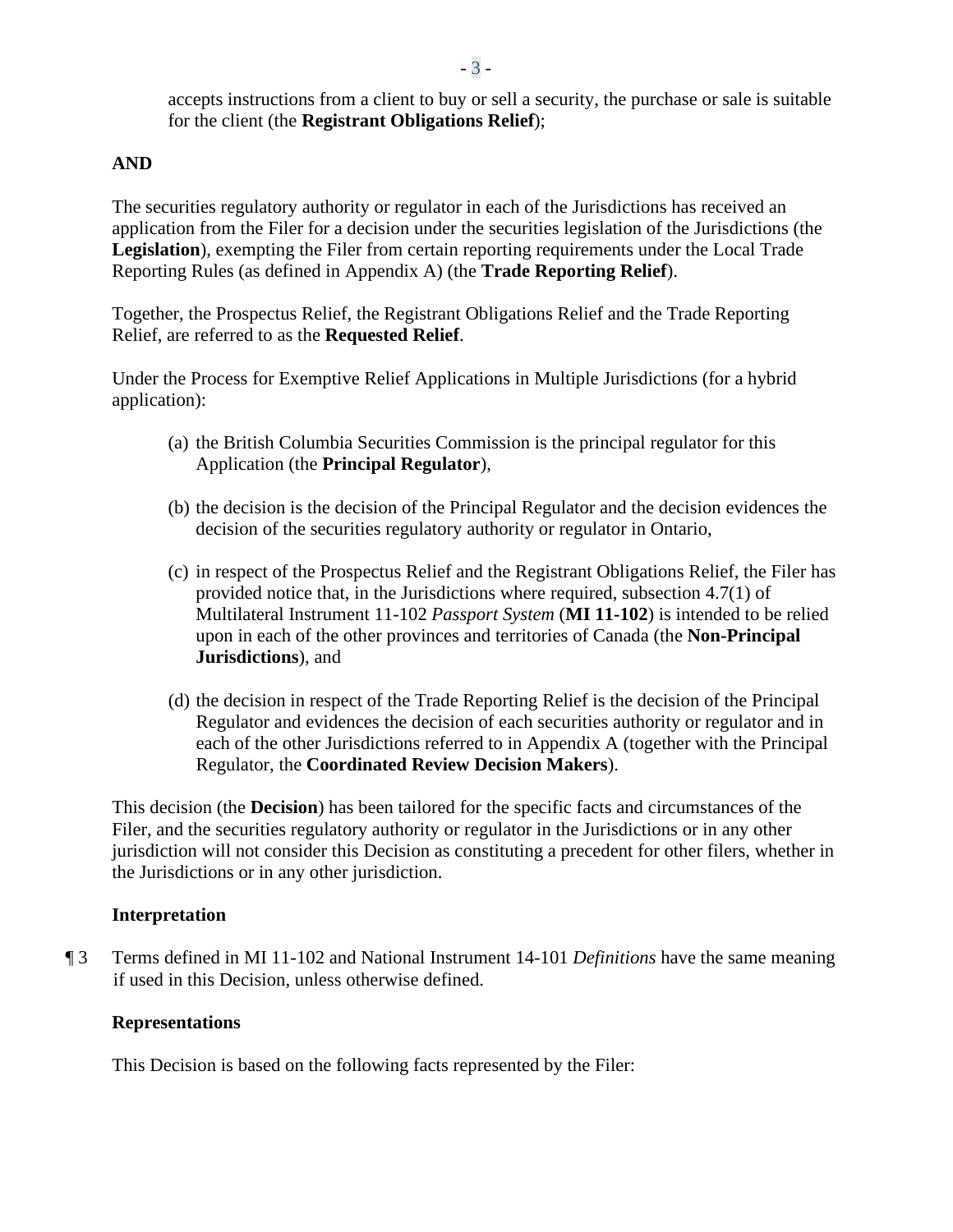accepts instructions from a client to buy or sell a security, the purchase or sale is suitable for the client (the **Registrant Obligations Relief**);

**AND**

The securities regulatory authority or regulator in each of the Jurisdictions has received an application from the Filer for a decision under the securities legislation of the Jurisdictions (the **Legislation**), exempting the Filer from certain reporting requirements under the Local Trade Reporting Rules (as defined in Appendix A) (the **Trade Reporting Relief**).

Together, the Prospectus Relief, the Registrant Obligations Relief and the Trade Reporting Relief, are referred to as the **Requested Relief**.

Under the Process for Exemptive Relief Applications in Multiple Jurisdictions (for a hybrid application):

(a) the British Columbia Securities Commission is the principal regulator for this Application (the **Principal Regulator**),

(b) the decision is the decision of the Principal Regulator and the decision evidences the decision of the securities regulatory authority or regulator in Ontario,

(c) in respect of the Prospectus Relief and the Registrant Obligations Relief, the Filer has provided notice that, in the Jurisdictions where required, subsection 4.7(1) of Multilateral Instrument 11-102 *Passport System* (**MI 11-102**) is intended to be relied upon in each of the other provinces and territories of Canada (the **Non-Principal Jurisdictions**), and

(d) the decision in respect of the Trade Reporting Relief is the decision of the Principal Regulator and evidences the decision of each securities authority or regulator and in each of the other Jurisdictions referred to in Appendix A (together with the Principal Regulator, the **Coordinated Review Decision Makers**).

This decision (the **Decision**) has been tailored for the specific facts and circumstances of the Filer, and the securities regulatory authority or regulator in the Jurisdictions or in any other jurisdiction will not consider this Decision as constituting a precedent for other filers, whether in the Jurisdictions or in any other jurisdiction.

**Interpretation**

¶ 3 Terms defined in MI 11-102 and National Instrument 14-101 *Definitions* have the same meaning if used in this Decision, unless otherwise defined.

**Representations**

This Decision is based on the following facts represented by the Filer: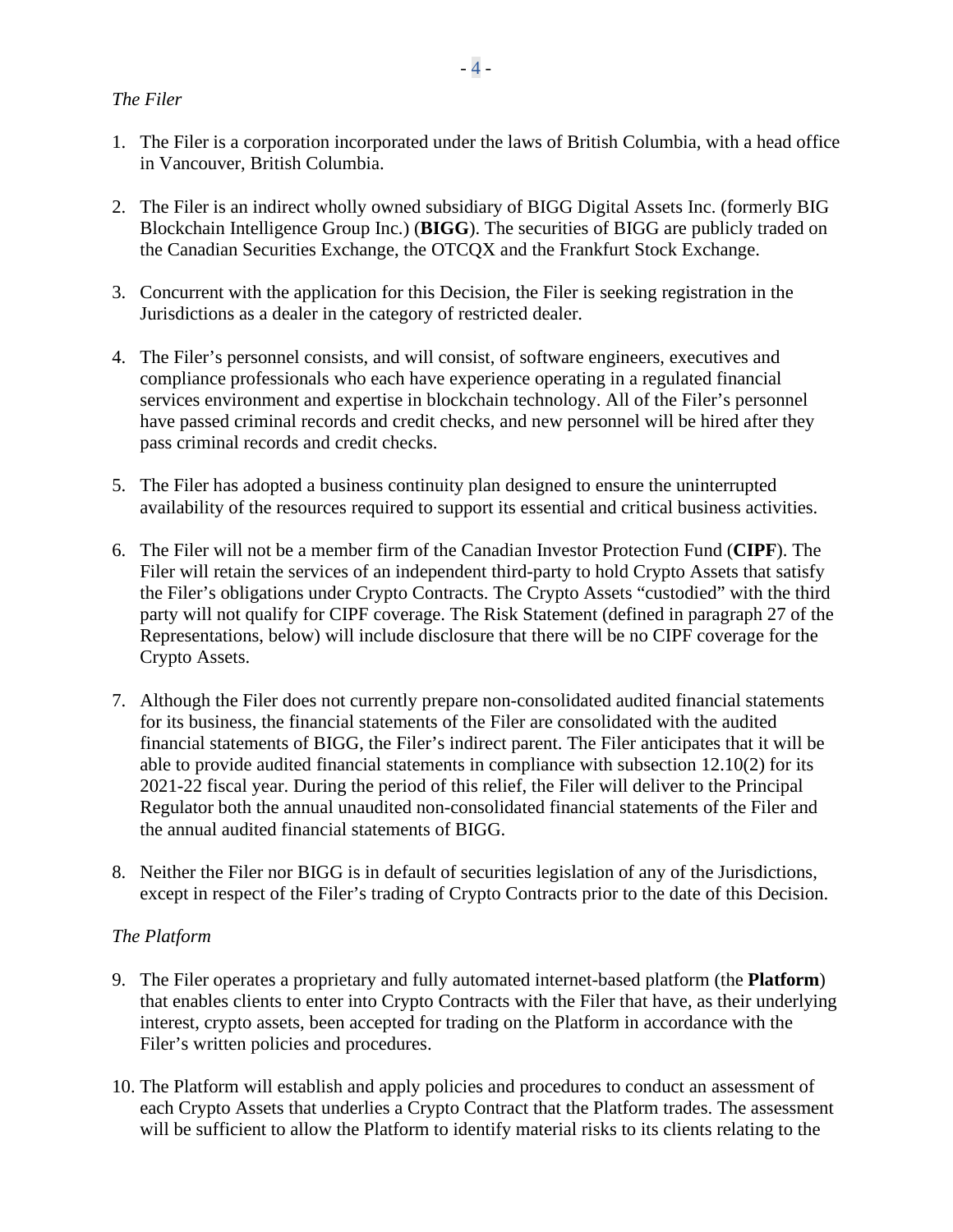*The Filer*

1. The Filer is a corporation incorporated under the laws of British Columbia, with a head office in Vancouver, British Columbia.

2. The Filer is an indirect wholly owned subsidiary of BIGG Digital Assets Inc. (formerly BIG Blockchain Intelligence Group Inc.) (**BIGG**). The securities of BIGG are publicly traded on the Canadian Securities Exchange, the OTCQX and the Frankfurt Stock Exchange.

3. Concurrent with the application for this Decision, the Filer is seeking registration in the Jurisdictions as a dealer in the category of restricted dealer.

4. The Filer's personnel consists, and will consist, of software engineers, executives and compliance professionals who each have experience operating in a regulated financial services environment and expertise in blockchain technology. All of the Filer's personnel have passed criminal records and credit checks, and new personnel will be hired after they pass criminal records and credit checks.

5. The Filer has adopted a business continuity plan designed to ensure the uninterrupted availability of the resources required to support its essential and critical business activities.

6. The Filer will not be a member firm of the Canadian Investor Protection Fund (**CIPF**). The Filer will retain the services of an independent third-party to hold Crypto Assets that satisfy the Filer's obligations under Crypto Contracts. The Crypto Assets "custodied" with the third party will not qualify for CIPF coverage. The Risk Statement (defined in paragraph 27 of the Representations, below) will include disclosure that there will be no CIPF coverage for the Crypto Assets.

7. Although the Filer does not currently prepare non-consolidated audited financial statements for its business, the financial statements of the Filer are consolidated with the audited financial statements of BIGG, the Filer's indirect parent. The Filer anticipates that it will be able to provide audited financial statements in compliance with subsection 12.10(2) for its 2021-22 fiscal year. During the period of this relief, the Filer will deliver to the Principal Regulator both the annual unaudited non-consolidated financial statements of the Filer and the annual audited financial statements of BIGG.

8. Neither the Filer nor BIGG is in default of securities legislation of any of the Jurisdictions, except in respect of the Filer's trading of Crypto Contracts prior to the date of this Decision.

*The Platform*

9. The Filer operates a proprietary and fully automated internet-based platform (the **Platform**) that enables clients to enter into Crypto Contracts with the Filer that have, as their underlying interest, crypto assets, been accepted for trading on the Platform in accordance with the Filer's written policies and procedures.

10. The Platform will establish and apply policies and procedures to conduct an assessment of each Crypto Assets that underlies a Crypto Contract that the Platform trades. The assessment will be sufficient to allow the Platform to identify material risks to its clients relating to the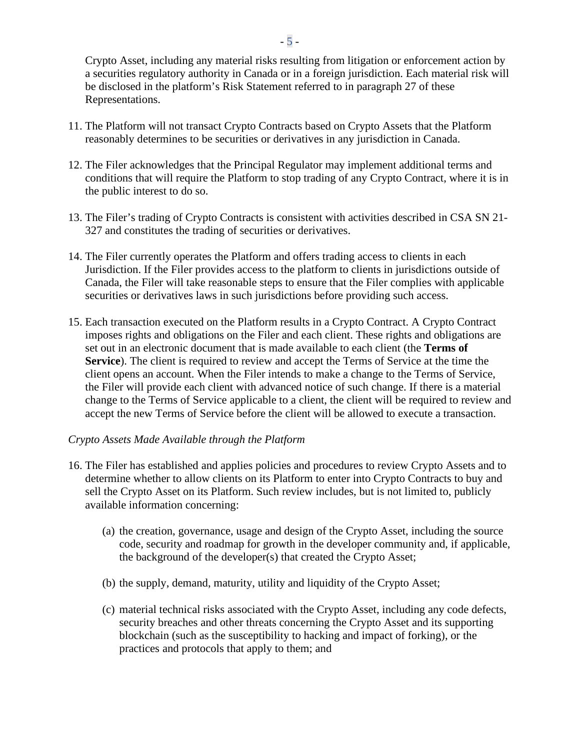Crypto Asset, including any material risks resulting from litigation or enforcement action by a securities regulatory authority in Canada or in a foreign jurisdiction. Each material risk will be disclosed in the platform's Risk Statement referred to in paragraph 27 of these Representations.

11. The Platform will not transact Crypto Contracts based on Crypto Assets that the Platform reasonably determines to be securities or derivatives in any jurisdiction in Canada.

12. The Filer acknowledges that the Principal Regulator may implement additional terms and conditions that will require the Platform to stop trading of any Crypto Contract, where it is in the public interest to do so.

13. The Filer's trading of Crypto Contracts is consistent with activities described in CSA SN 21-327 and constitutes the trading of securities or derivatives.

14. The Filer currently operates the Platform and offers trading access to clients in each Jurisdiction. If the Filer provides access to the platform to clients in jurisdictions outside of Canada, the Filer will take reasonable steps to ensure that the Filer complies with applicable securities or derivatives laws in such jurisdictions before providing such access.

15. Each transaction executed on the Platform results in a Crypto Contract. A Crypto Contract imposes rights and obligations on the Filer and each client. These rights and obligations are set out in an electronic document that is made available to each client (the **Terms of Service**). The client is required to review and accept the Terms of Service at the time the client opens an account. When the Filer intends to make a change to the Terms of Service, the Filer will provide each client with advanced notice of such change. If there is a material change to the Terms of Service applicable to a client, the client will be required to review and accept the new Terms of Service before the client will be allowed to execute a transaction.

*Crypto Assets Made Available through the Platform*

16. The Filer has established and applies policies and procedures to review Crypto Assets and to determine whether to allow clients on its Platform to enter into Crypto Contracts to buy and sell the Crypto Asset on its Platform. Such review includes, but is not limited to, publicly available information concerning:

    (a) the creation, governance, usage and design of the Crypto Asset, including the source code, security and roadmap for growth in the developer community and, if applicable, the background of the developer(s) that created the Crypto Asset;

    (b) the supply, demand, maturity, utility and liquidity of the Crypto Asset;

    (c) material technical risks associated with the Crypto Asset, including any code defects, security breaches and other threats concerning the Crypto Asset and its supporting blockchain (such as the susceptibility to hacking and impact of forking), or the practices and protocols that apply to them; and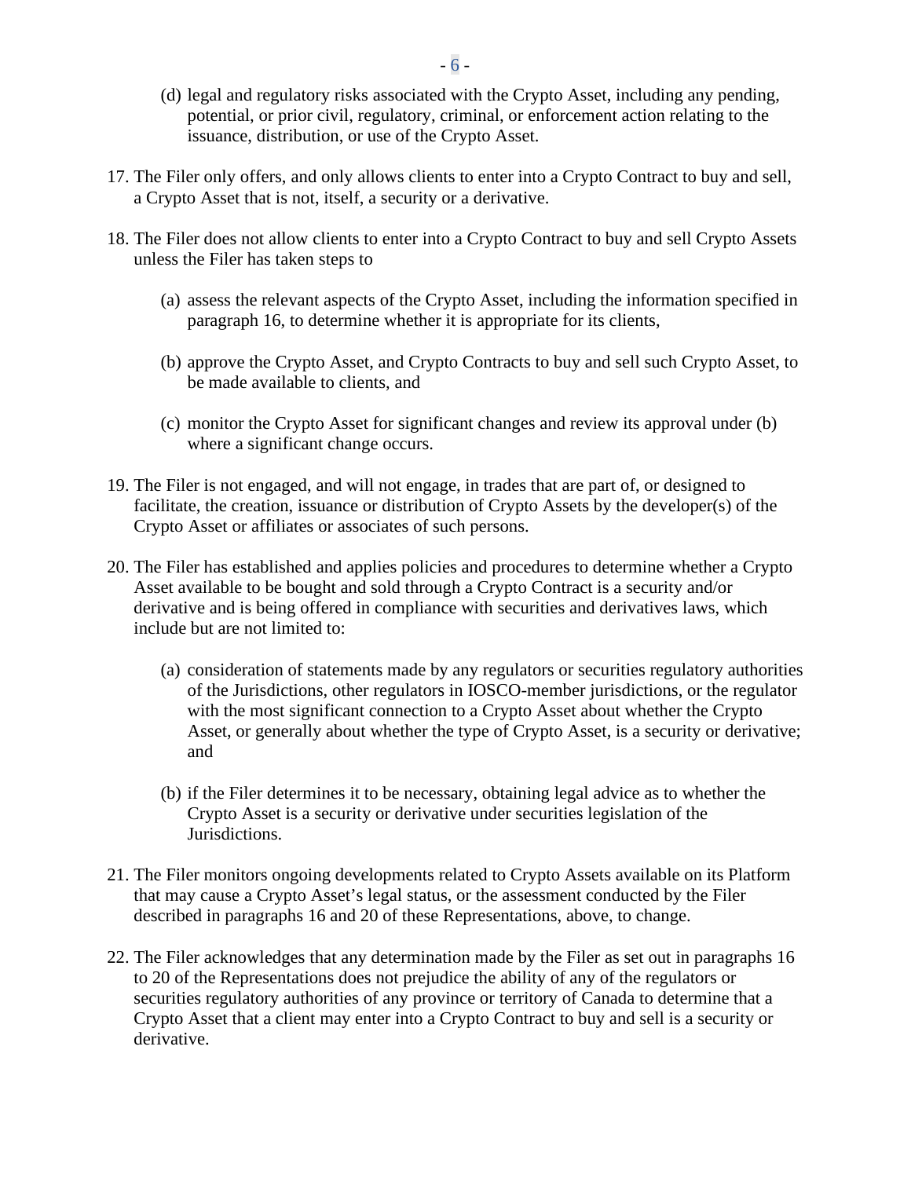(d) legal and regulatory risks associated with the Crypto Asset, including any pending, potential, or prior civil, regulatory, criminal, or enforcement action relating to the issuance, distribution, or use of the Crypto Asset.

17. The Filer only offers, and only allows clients to enter into a Crypto Contract to buy and sell, a Crypto Asset that is not, itself, a security or a derivative.

18. The Filer does not allow clients to enter into a Crypto Contract to buy and sell Crypto Assets unless the Filer has taken steps to

    (a) assess the relevant aspects of the Crypto Asset, including the information specified in paragraph 16, to determine whether it is appropriate for its clients,

    (b) approve the Crypto Asset, and Crypto Contracts to buy and sell such Crypto Asset, to be made available to clients, and

    (c) monitor the Crypto Asset for significant changes and review its approval under (b) where a significant change occurs.

19. The Filer is not engaged, and will not engage, in trades that are part of, or designed to facilitate, the creation, issuance or distribution of Crypto Assets by the developer(s) of the Crypto Asset or affiliates or associates of such persons.

20. The Filer has established and applies policies and procedures to determine whether a Crypto Asset available to be bought and sold through a Crypto Contract is a security and/or derivative and is being offered in compliance with securities and derivatives laws, which include but are not limited to:

    (a) consideration of statements made by any regulators or securities regulatory authorities of the Jurisdictions, other regulators in IOSCO-member jurisdictions, or the regulator with the most significant connection to a Crypto Asset about whether the Crypto Asset, or generally about whether the type of Crypto Asset, is a security or derivative; and

    (b) if the Filer determines it to be necessary, obtaining legal advice as to whether the Crypto Asset is a security or derivative under securities legislation of the Jurisdictions.

21. The Filer monitors ongoing developments related to Crypto Assets available on its Platform that may cause a Crypto Asset's legal status, or the assessment conducted by the Filer described in paragraphs 16 and 20 of these Representations, above, to change.

22. The Filer acknowledges that any determination made by the Filer as set out in paragraphs 16 to 20 of the Representations does not prejudice the ability of any of the regulators or securities regulatory authorities of any province or territory of Canada to determine that a Crypto Asset that a client may enter into a Crypto Contract to buy and sell is a security or derivative.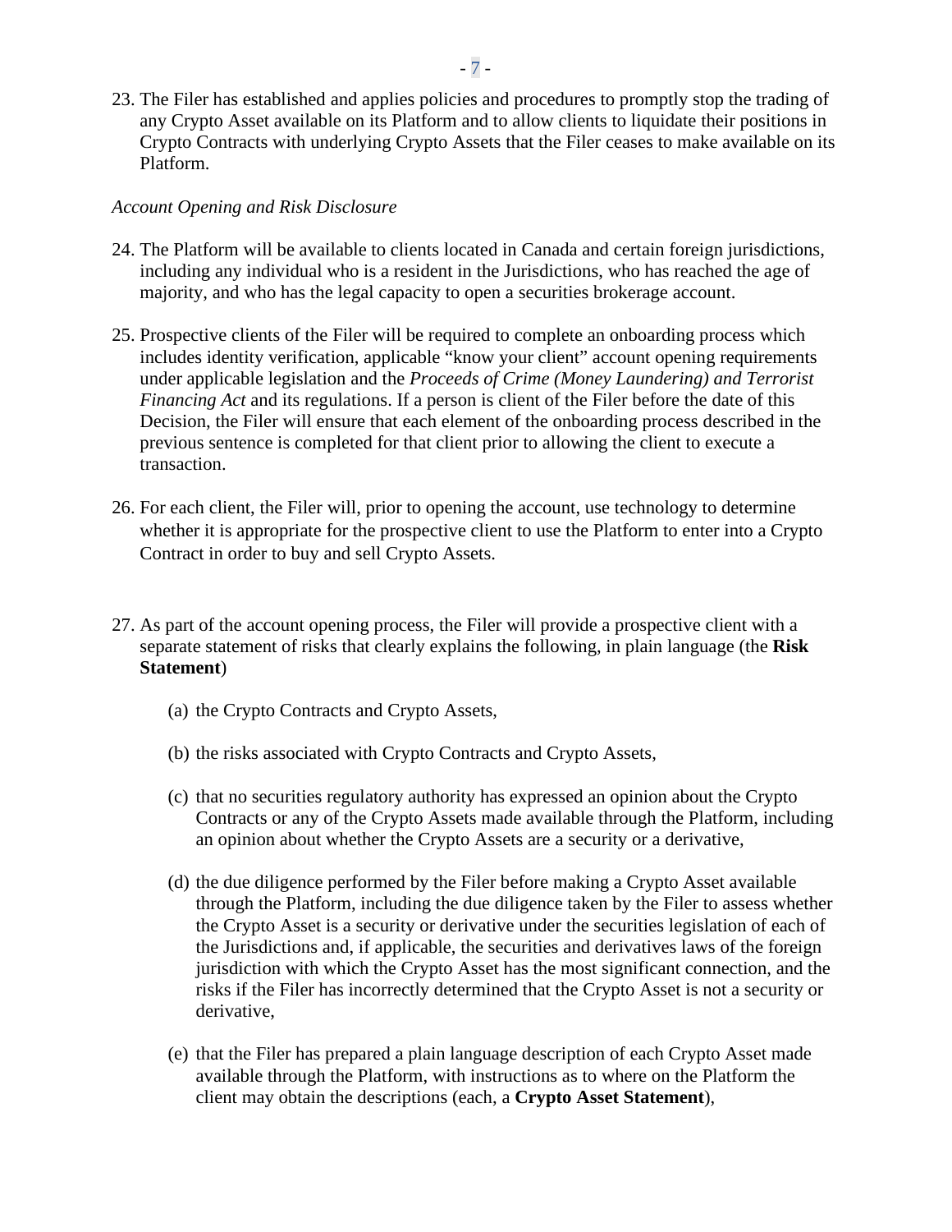23. The Filer has established and applies policies and procedures to promptly stop the trading of any Crypto Asset available on its Platform and to allow clients to liquidate their positions in Crypto Contracts with underlying Crypto Assets that the Filer ceases to make available on its Platform.

*Account Opening and Risk Disclosure*

24. The Platform will be available to clients located in Canada and certain foreign jurisdictions, including any individual who is a resident in the Jurisdictions, who has reached the age of majority, and who has the legal capacity to open a securities brokerage account.

25. Prospective clients of the Filer will be required to complete an onboarding process which includes identity verification, applicable "know your client" account opening requirements under applicable legislation and the *Proceeds of Crime (Money Laundering) and Terrorist Financing Act* and its regulations. If a person is client of the Filer before the date of this Decision, the Filer will ensure that each element of the onboarding process described in the previous sentence is completed for that client prior to allowing the client to execute a transaction.

26. For each client, the Filer will, prior to opening the account, use technology to determine whether it is appropriate for the prospective client to use the Platform to enter into a Crypto Contract in order to buy and sell Crypto Assets.

27. As part of the account opening process, the Filer will provide a prospective client with a separate statement of risks that clearly explains the following, in plain language (the **Risk Statement**)

    (a) the Crypto Contracts and Crypto Assets,

    (b) the risks associated with Crypto Contracts and Crypto Assets,

    (c) that no securities regulatory authority has expressed an opinion about the Crypto Contracts or any of the Crypto Assets made available through the Platform, including an opinion about whether the Crypto Assets are a security or a derivative,

    (d) the due diligence performed by the Filer before making a Crypto Asset available through the Platform, including the due diligence taken by the Filer to assess whether the Crypto Asset is a security or derivative under the securities legislation of each of the Jurisdictions and, if applicable, the securities and derivatives laws of the foreign jurisdiction with which the Crypto Asset has the most significant connection, and the risks if the Filer has incorrectly determined that the Crypto Asset is not a security or derivative,

    (e) that the Filer has prepared a plain language description of each Crypto Asset made available through the Platform, with instructions as to where on the Platform the client may obtain the descriptions (each, a **Crypto Asset Statement**),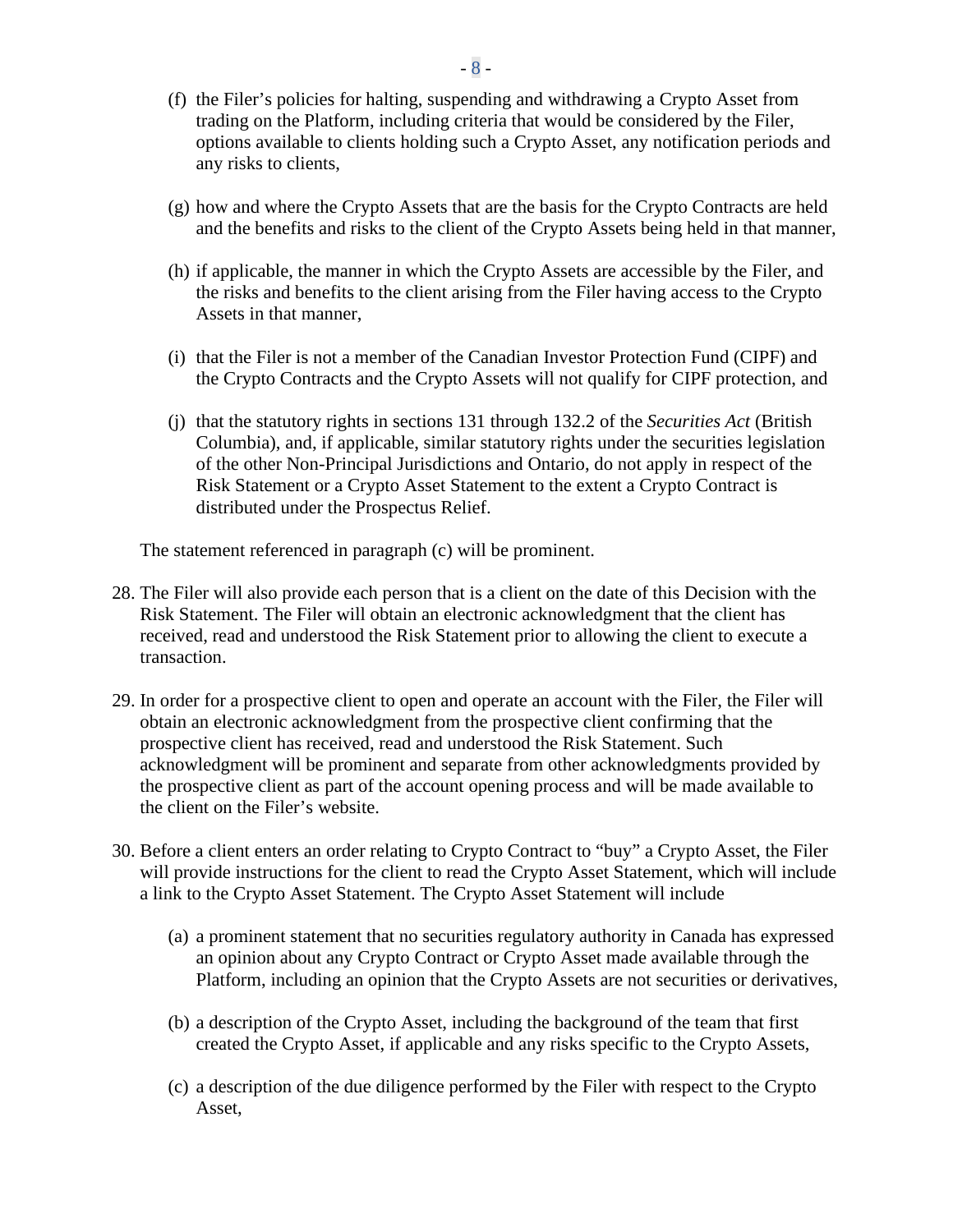(f) the Filer's policies for halting, suspending and withdrawing a Crypto Asset from trading on the Platform, including criteria that would be considered by the Filer, options available to clients holding such a Crypto Asset, any notification periods and any risks to clients,

(g) how and where the Crypto Assets that are the basis for the Crypto Contracts are held and the benefits and risks to the client of the Crypto Assets being held in that manner,

(h) if applicable, the manner in which the Crypto Assets are accessible by the Filer, and the risks and benefits to the client arising from the Filer having access to the Crypto Assets in that manner,

(i) that the Filer is not a member of the Canadian Investor Protection Fund (CIPF) and the Crypto Contracts and the Crypto Assets will not qualify for CIPF protection, and

(j) that the statutory rights in sections 131 through 132.2 of the *Securities Act* (British Columbia), and, if applicable, similar statutory rights under the securities legislation of the other Non-Principal Jurisdictions and Ontario, do not apply in respect of the Risk Statement or a Crypto Asset Statement to the extent a Crypto Contract is distributed under the Prospectus Relief.

The statement referenced in paragraph (c) will be prominent.

28. The Filer will also provide each person that is a client on the date of this Decision with the Risk Statement. The Filer will obtain an electronic acknowledgment that the client has received, read and understood the Risk Statement prior to allowing the client to execute a transaction.

29. In order for a prospective client to open and operate an account with the Filer, the Filer will obtain an electronic acknowledgment from the prospective client confirming that the prospective client has received, read and understood the Risk Statement. Such acknowledgment will be prominent and separate from other acknowledgments provided by the prospective client as part of the account opening process and will be made available to the client on the Filer's website.

30. Before a client enters an order relating to Crypto Contract to "buy" a Crypto Asset, the Filer will provide instructions for the client to read the Crypto Asset Statement, which will include a link to the Crypto Asset Statement. The Crypto Asset Statement will include

(a) a prominent statement that no securities regulatory authority in Canada has expressed an opinion about any Crypto Contract or Crypto Asset made available through the Platform, including an opinion that the Crypto Assets are not securities or derivatives,

(b) a description of the Crypto Asset, including the background of the team that first created the Crypto Asset, if applicable and any risks specific to the Crypto Assets,

(c) a description of the due diligence performed by the Filer with respect to the Crypto Asset,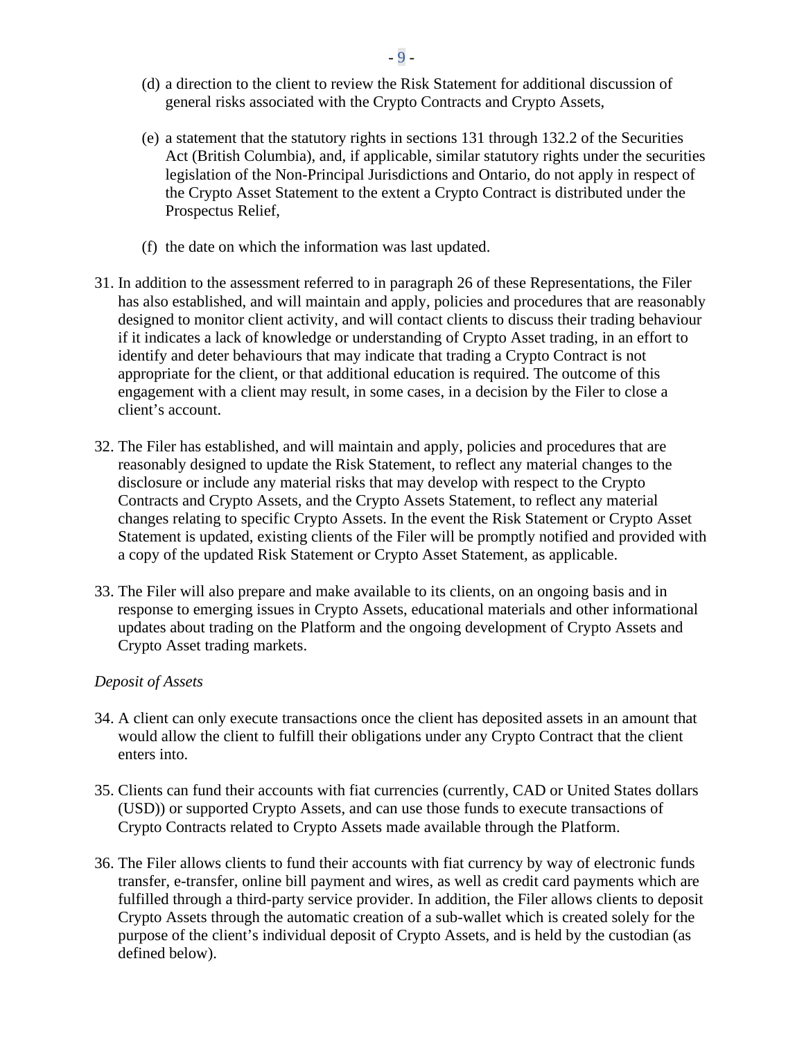(d) a direction to the client to review the Risk Statement for additional discussion of general risks associated with the Crypto Contracts and Crypto Assets,

(e) a statement that the statutory rights in sections 131 through 132.2 of the Securities Act (British Columbia), and, if applicable, similar statutory rights under the securities legislation of the Non-Principal Jurisdictions and Ontario, do not apply in respect of the Crypto Asset Statement to the extent a Crypto Contract is distributed under the Prospectus Relief,

(f) the date on which the information was last updated.

31. In addition to the assessment referred to in paragraph 26 of these Representations, the Filer has also established, and will maintain and apply, policies and procedures that are reasonably designed to monitor client activity, and will contact clients to discuss their trading behaviour if it indicates a lack of knowledge or understanding of Crypto Asset trading, in an effort to identify and deter behaviours that may indicate that trading a Crypto Contract is not appropriate for the client, or that additional education is required. The outcome of this engagement with a client may result, in some cases, in a decision by the Filer to close a client's account.

32. The Filer has established, and will maintain and apply, policies and procedures that are reasonably designed to update the Risk Statement, to reflect any material changes to the disclosure or include any material risks that may develop with respect to the Crypto Contracts and Crypto Assets, and the Crypto Assets Statement, to reflect any material changes relating to specific Crypto Assets. In the event the Risk Statement or Crypto Asset Statement is updated, existing clients of the Filer will be promptly notified and provided with a copy of the updated Risk Statement or Crypto Asset Statement, as applicable.

33. The Filer will also prepare and make available to its clients, on an ongoing basis and in response to emerging issues in Crypto Assets, educational materials and other informational updates about trading on the Platform and the ongoing development of Crypto Assets and Crypto Asset trading markets.

*Deposit of Assets*

34. A client can only execute transactions once the client has deposited assets in an amount that would allow the client to fulfill their obligations under any Crypto Contract that the client enters into.

35. Clients can fund their accounts with fiat currencies (currently, CAD or United States dollars (USD)) or supported Crypto Assets, and can use those funds to execute transactions of Crypto Contracts related to Crypto Assets made available through the Platform.

36. The Filer allows clients to fund their accounts with fiat currency by way of electronic funds transfer, e-transfer, online bill payment and wires, as well as credit card payments which are fulfilled through a third-party service provider. In addition, the Filer allows clients to deposit Crypto Assets through the automatic creation of a sub-wallet which is created solely for the purpose of the client's individual deposit of Crypto Assets, and is held by the custodian (as defined below).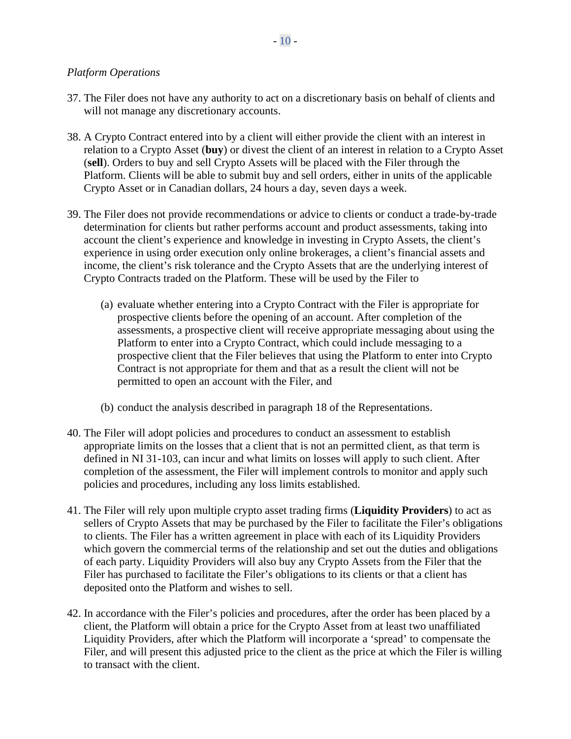*Platform Operations*

37. The Filer does not have any authority to act on a discretionary basis on behalf of clients and will not manage any discretionary accounts.

38. A Crypto Contract entered into by a client will either provide the client with an interest in relation to a Crypto Asset (**buy**) or divest the client of an interest in relation to a Crypto Asset (**sell**). Orders to buy and sell Crypto Assets will be placed with the Filer through the Platform. Clients will be able to submit buy and sell orders, either in units of the applicable Crypto Asset or in Canadian dollars, 24 hours a day, seven days a week.

39. The Filer does not provide recommendations or advice to clients or conduct a trade-by-trade determination for clients but rather performs account and product assessments, taking into account the client's experience and knowledge in investing in Crypto Assets, the client's experience in using order execution only online brokerages, a client's financial assets and income, the client's risk tolerance and the Crypto Assets that are the underlying interest of Crypto Contracts traded on the Platform. These will be used by the Filer to

    (a) evaluate whether entering into a Crypto Contract with the Filer is appropriate for prospective clients before the opening of an account. After completion of the assessments, a prospective client will receive appropriate messaging about using the Platform to enter into a Crypto Contract, which could include messaging to a prospective client that the Filer believes that using the Platform to enter into Crypto Contract is not appropriate for them and that as a result the client will not be permitted to open an account with the Filer, and

    (b) conduct the analysis described in paragraph 18 of the Representations.

40. The Filer will adopt policies and procedures to conduct an assessment to establish appropriate limits on the losses that a client that is not an permitted client, as that term is defined in NI 31-103, can incur and what limits on losses will apply to such client. After completion of the assessment, the Filer will implement controls to monitor and apply such policies and procedures, including any loss limits established.

41. The Filer will rely upon multiple crypto asset trading firms (**Liquidity Providers**) to act as sellers of Crypto Assets that may be purchased by the Filer to facilitate the Filer's obligations to clients. The Filer has a written agreement in place with each of its Liquidity Providers which govern the commercial terms of the relationship and set out the duties and obligations of each party. Liquidity Providers will also buy any Crypto Assets from the Filer that the Filer has purchased to facilitate the Filer's obligations to its clients or that a client has deposited onto the Platform and wishes to sell.

42. In accordance with the Filer's policies and procedures, after the order has been placed by a client, the Platform will obtain a price for the Crypto Asset from at least two unaffiliated Liquidity Providers, after which the Platform will incorporate a 'spread' to compensate the Filer, and will present this adjusted price to the client as the price at which the Filer is willing to transact with the client.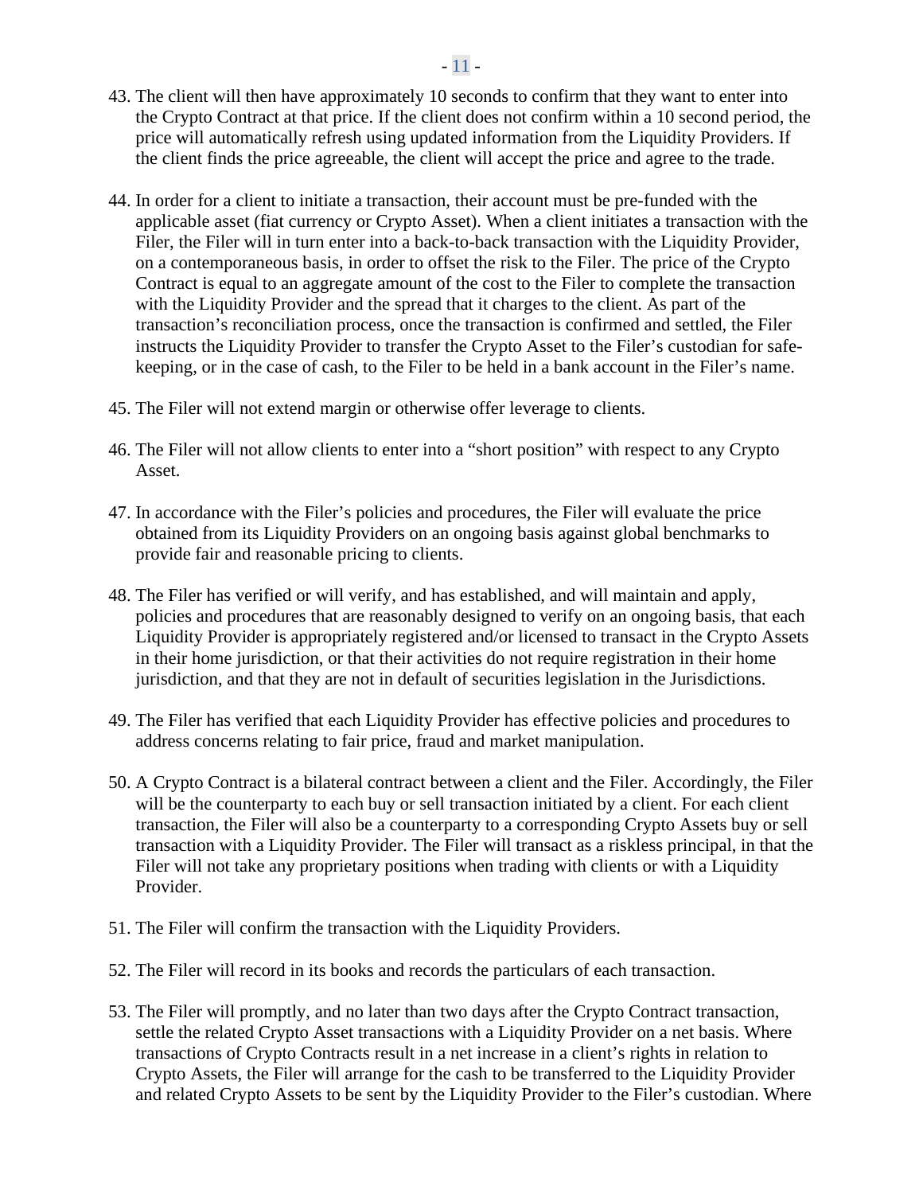43. The client will then have approximately 10 seconds to confirm that they want to enter into the Crypto Contract at that price. If the client does not confirm within a 10 second period, the price will automatically refresh using updated information from the Liquidity Providers. If the client finds the price agreeable, the client will accept the price and agree to the trade.

44. In order for a client to initiate a transaction, their account must be pre-funded with the applicable asset (fiat currency or Crypto Asset). When a client initiates a transaction with the Filer, the Filer will in turn enter into a back-to-back transaction with the Liquidity Provider, on a contemporaneous basis, in order to offset the risk to the Filer. The price of the Crypto Contract is equal to an aggregate amount of the cost to the Filer to complete the transaction with the Liquidity Provider and the spread that it charges to the client. As part of the transaction's reconciliation process, once the transaction is confirmed and settled, the Filer instructs the Liquidity Provider to transfer the Crypto Asset to the Filer's custodian for safe-keeping, or in the case of cash, to the Filer to be held in a bank account in the Filer's name.

45. The Filer will not extend margin or otherwise offer leverage to clients.

46. The Filer will not allow clients to enter into a "short position" with respect to any Crypto Asset.

47. In accordance with the Filer's policies and procedures, the Filer will evaluate the price obtained from its Liquidity Providers on an ongoing basis against global benchmarks to provide fair and reasonable pricing to clients.

48. The Filer has verified or will verify, and has established, and will maintain and apply, policies and procedures that are reasonably designed to verify on an ongoing basis, that each Liquidity Provider is appropriately registered and/or licensed to transact in the Crypto Assets in their home jurisdiction, or that their activities do not require registration in their home jurisdiction, and that they are not in default of securities legislation in the Jurisdictions.

49. The Filer has verified that each Liquidity Provider has effective policies and procedures to address concerns relating to fair price, fraud and market manipulation.

50. A Crypto Contract is a bilateral contract between a client and the Filer. Accordingly, the Filer will be the counterparty to each buy or sell transaction initiated by a client. For each client transaction, the Filer will also be a counterparty to a corresponding Crypto Assets buy or sell transaction with a Liquidity Provider. The Filer will transact as a riskless principal, in that the Filer will not take any proprietary positions when trading with clients or with a Liquidity Provider.

51. The Filer will confirm the transaction with the Liquidity Providers.

52. The Filer will record in its books and records the particulars of each transaction.

53. The Filer will promptly, and no later than two days after the Crypto Contract transaction, settle the related Crypto Asset transactions with a Liquidity Provider on a net basis. Where transactions of Crypto Contracts result in a net increase in a client's rights in relation to Crypto Assets, the Filer will arrange for the cash to be transferred to the Liquidity Provider and related Crypto Assets to be sent by the Liquidity Provider to the Filer's custodian. Where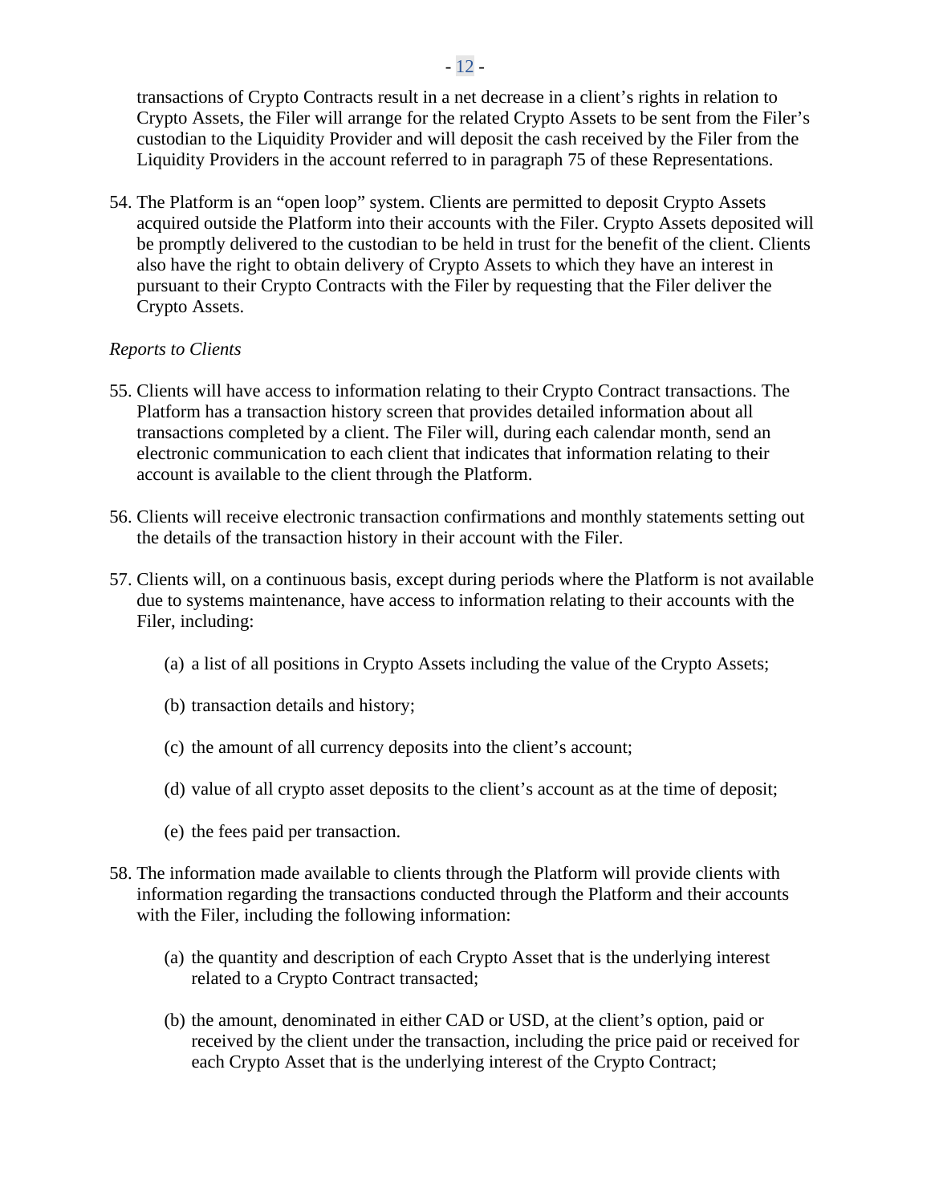transactions of Crypto Contracts result in a net decrease in a client's rights in relation to Crypto Assets, the Filer will arrange for the related Crypto Assets to be sent from the Filer's custodian to the Liquidity Provider and will deposit the cash received by the Filer from the Liquidity Providers in the account referred to in paragraph 75 of these Representations.

54. The Platform is an "open loop" system. Clients are permitted to deposit Crypto Assets acquired outside the Platform into their accounts with the Filer. Crypto Assets deposited will be promptly delivered to the custodian to be held in trust for the benefit of the client. Clients also have the right to obtain delivery of Crypto Assets to which they have an interest in pursuant to their Crypto Contracts with the Filer by requesting that the Filer deliver the Crypto Assets.

*Reports to Clients*

55. Clients will have access to information relating to their Crypto Contract transactions. The Platform has a transaction history screen that provides detailed information about all transactions completed by a client. The Filer will, during each calendar month, send an electronic communication to each client that indicates that information relating to their account is available to the client through the Platform.

56. Clients will receive electronic transaction confirmations and monthly statements setting out the details of the transaction history in their account with the Filer.

57. Clients will, on a continuous basis, except during periods where the Platform is not available due to systems maintenance, have access to information relating to their accounts with the Filer, including:

    (a) a list of all positions in Crypto Assets including the value of the Crypto Assets;

    (b) transaction details and history;

    (c) the amount of all currency deposits into the client's account;

    (d) value of all crypto asset deposits to the client's account as at the time of deposit;

    (e) the fees paid per transaction.

58. The information made available to clients through the Platform will provide clients with information regarding the transactions conducted through the Platform and their accounts with the Filer, including the following information:

    (a) the quantity and description of each Crypto Asset that is the underlying interest related to a Crypto Contract transacted;

    (b) the amount, denominated in either CAD or USD, at the client's option, paid or received by the client under the transaction, including the price paid or received for each Crypto Asset that is the underlying interest of the Crypto Contract;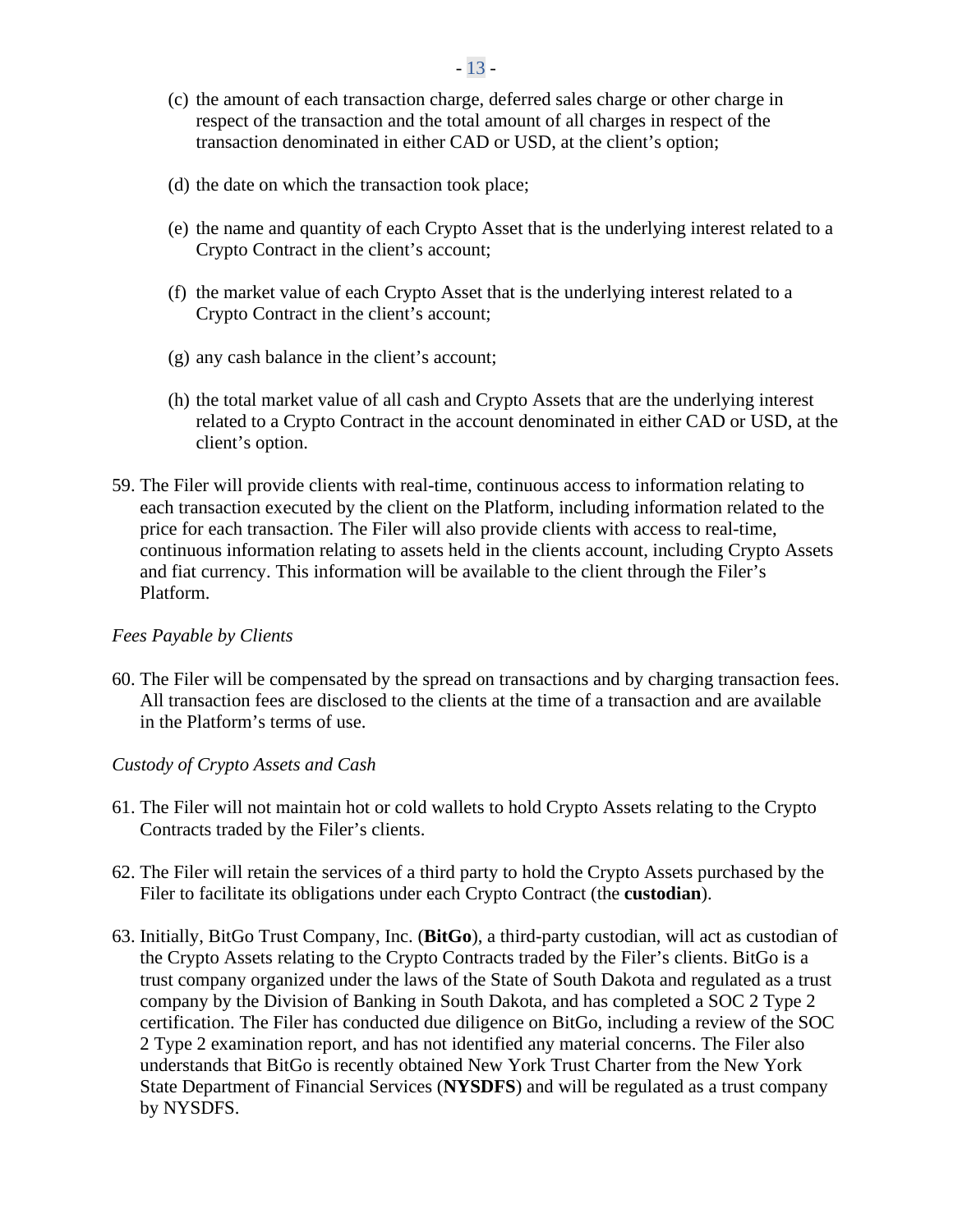(c) the amount of each transaction charge, deferred sales charge or other charge in respect of the transaction and the total amount of all charges in respect of the transaction denominated in either CAD or USD, at the client's option;

(d) the date on which the transaction took place;

(e) the name and quantity of each Crypto Asset that is the underlying interest related to a Crypto Contract in the client's account;

(f) the market value of each Crypto Asset that is the underlying interest related to a Crypto Contract in the client's account;

(g) any cash balance in the client's account;

(h) the total market value of all cash and Crypto Assets that are the underlying interest related to a Crypto Contract in the account denominated in either CAD or USD, at the client's option.

59. The Filer will provide clients with real-time, continuous access to information relating to each transaction executed by the client on the Platform, including information related to the price for each transaction. The Filer will also provide clients with access to real-time, continuous information relating to assets held in the clients account, including Crypto Assets and fiat currency. This information will be available to the client through the Filer's Platform.

*Fees Payable by Clients*

60. The Filer will be compensated by the spread on transactions and by charging transaction fees. All transaction fees are disclosed to the clients at the time of a transaction and are available in the Platform's terms of use.

*Custody of Crypto Assets and Cash*

61. The Filer will not maintain hot or cold wallets to hold Crypto Assets relating to the Crypto Contracts traded by the Filer's clients.

62. The Filer will retain the services of a third party to hold the Crypto Assets purchased by the Filer to facilitate its obligations under each Crypto Contract (the **custodian**).

63. Initially, BitGo Trust Company, Inc. (**BitGo**), a third-party custodian, will act as custodian of the Crypto Assets relating to the Crypto Contracts traded by the Filer's clients. BitGo is a trust company organized under the laws of the State of South Dakota and regulated as a trust company by the Division of Banking in South Dakota, and has completed a SOC 2 Type 2 certification. The Filer has conducted due diligence on BitGo, including a review of the SOC 2 Type 2 examination report, and has not identified any material concerns. The Filer also understands that BitGo is recently obtained New York Trust Charter from the New York State Department of Financial Services (**NYSDFS**) and will be regulated as a trust company by NYSDFS.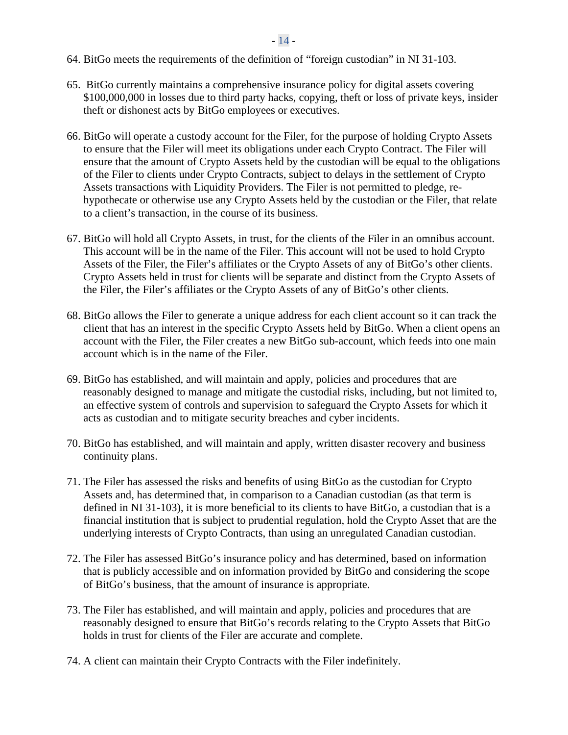64. BitGo meets the requirements of the definition of “foreign custodian” in NI 31-103.

65. BitGo currently maintains a comprehensive insurance policy for digital assets covering $100,000,000 in losses due to third party hacks, copying, theft or loss of private keys, insider theft or dishonest acts by BitGo employees or executives.

66. BitGo will operate a custody account for the Filer, for the purpose of holding Crypto Assets to ensure that the Filer will meet its obligations under each Crypto Contract. The Filer will ensure that the amount of Crypto Assets held by the custodian will be equal to the obligations of the Filer to clients under Crypto Contracts, subject to delays in the settlement of Crypto Assets transactions with Liquidity Providers. The Filer is not permitted to pledge, re-hypothecate or otherwise use any Crypto Assets held by the custodian or the Filer, that relate to a client’s transaction, in the course of its business.

67. BitGo will hold all Crypto Assets, in trust, for the clients of the Filer in an omnibus account. This account will be in the name of the Filer. This account will not be used to hold Crypto Assets of the Filer, the Filer’s affiliates or the Crypto Assets of any of BitGo’s other clients. Crypto Assets held in trust for clients will be separate and distinct from the Crypto Assets of the Filer, the Filer’s affiliates or the Crypto Assets of any of BitGo’s other clients.

68. BitGo allows the Filer to generate a unique address for each client account so it can track the client that has an interest in the specific Crypto Assets held by BitGo. When a client opens an account with the Filer, the Filer creates a new BitGo sub-account, which feeds into one main account which is in the name of the Filer.

69. BitGo has established, and will maintain and apply, policies and procedures that are reasonably designed to manage and mitigate the custodial risks, including, but not limited to, an effective system of controls and supervision to safeguard the Crypto Assets for which it acts as custodian and to mitigate security breaches and cyber incidents.

70. BitGo has established, and will maintain and apply, written disaster recovery and business continuity plans.

71. The Filer has assessed the risks and benefits of using BitGo as the custodian for Crypto Assets and, has determined that, in comparison to a Canadian custodian (as that term is defined in NI 31-103), it is more beneficial to its clients to have BitGo, a custodian that is a financial institution that is subject to prudential regulation, hold the Crypto Asset that are the underlying interests of Crypto Contracts, than using an unregulated Canadian custodian.

72. The Filer has assessed BitGo’s insurance policy and has determined, based on information that is publicly accessible and on information provided by BitGo and considering the scope of BitGo’s business, that the amount of insurance is appropriate.

73. The Filer has established, and will maintain and apply, policies and procedures that are reasonably designed to ensure that BitGo’s records relating to the Crypto Assets that BitGo holds in trust for clients of the Filer are accurate and complete.

74. A client can maintain their Crypto Contracts with the Filer indefinitely.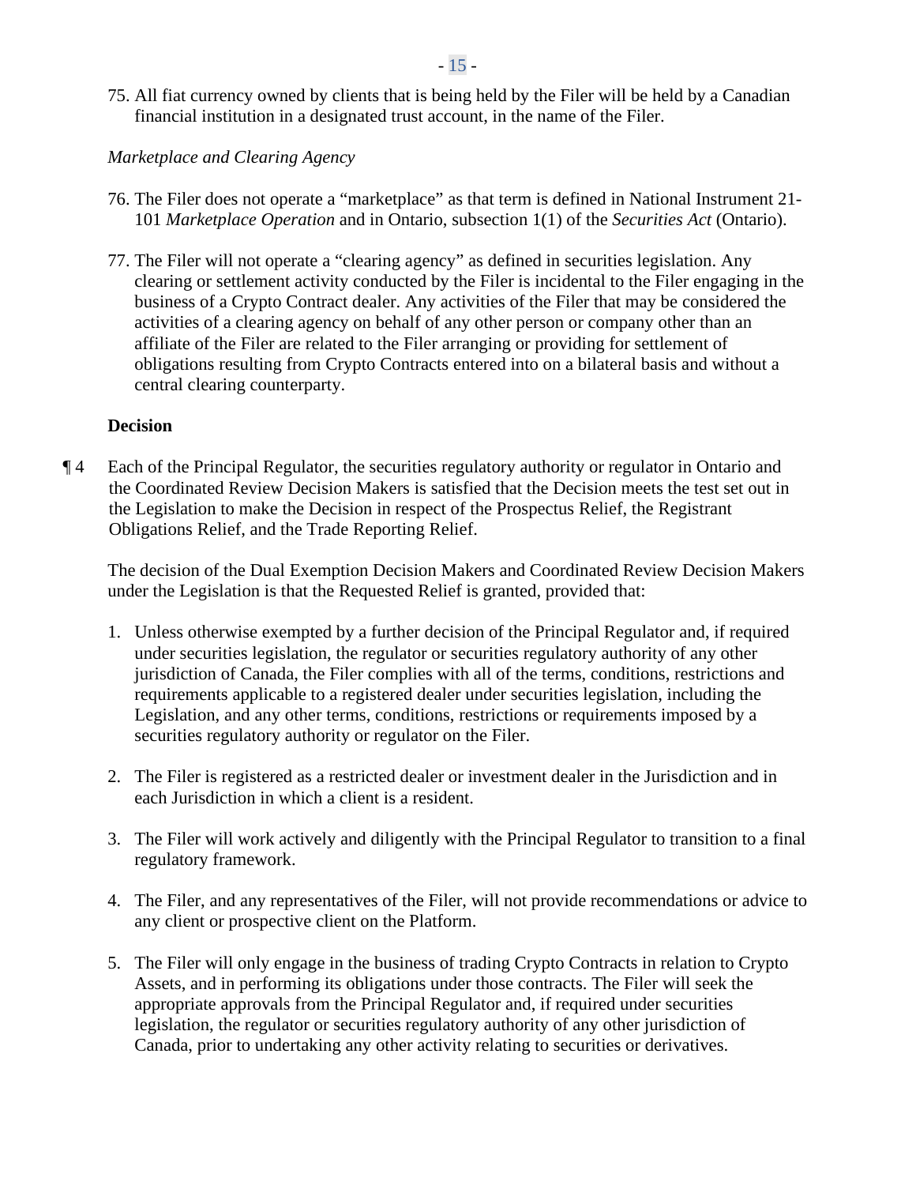75. All fiat currency owned by clients that is being held by the Filer will be held by a Canadian financial institution in a designated trust account, in the name of the Filer.

*Marketplace and Clearing Agency*

76. The Filer does not operate a "marketplace" as that term is defined in National Instrument 21-101 *Marketplace Operation* and in Ontario, subsection 1(1) of the *Securities Act* (Ontario).

77. The Filer will not operate a "clearing agency" as defined in securities legislation. Any clearing or settlement activity conducted by the Filer is incidental to the Filer engaging in the business of a Crypto Contract dealer. Any activities of the Filer that may be considered the activities of a clearing agency on behalf of any other person or company other than an affiliate of the Filer are related to the Filer arranging or providing for settlement of obligations resulting from Crypto Contracts entered into on a bilateral basis and without a central clearing counterparty.

**Decision**

¶ 4 Each of the Principal Regulator, the securities regulatory authority or regulator in Ontario and the Coordinated Review Decision Makers is satisfied that the Decision meets the test set out in the Legislation to make the Decision in respect of the Prospectus Relief, the Registrant Obligations Relief, and the Trade Reporting Relief.

The decision of the Dual Exemption Decision Makers and Coordinated Review Decision Makers under the Legislation is that the Requested Relief is granted, provided that:

1. Unless otherwise exempted by a further decision of the Principal Regulator and, if required under securities legislation, the regulator or securities regulatory authority of any other jurisdiction of Canada, the Filer complies with all of the terms, conditions, restrictions and requirements applicable to a registered dealer under securities legislation, including the Legislation, and any other terms, conditions, restrictions or requirements imposed by a securities regulatory authority or regulator on the Filer.

2. The Filer is registered as a restricted dealer or investment dealer in the Jurisdiction and in each Jurisdiction in which a client is a resident.

3. The Filer will work actively and diligently with the Principal Regulator to transition to a final regulatory framework.

4. The Filer, and any representatives of the Filer, will not provide recommendations or advice to any client or prospective client on the Platform.

5. The Filer will only engage in the business of trading Crypto Contracts in relation to Crypto Assets, and in performing its obligations under those contracts. The Filer will seek the appropriate approvals from the Principal Regulator and, if required under securities legislation, the regulator or securities regulatory authority of any other jurisdiction of Canada, prior to undertaking any other activity relating to securities or derivatives.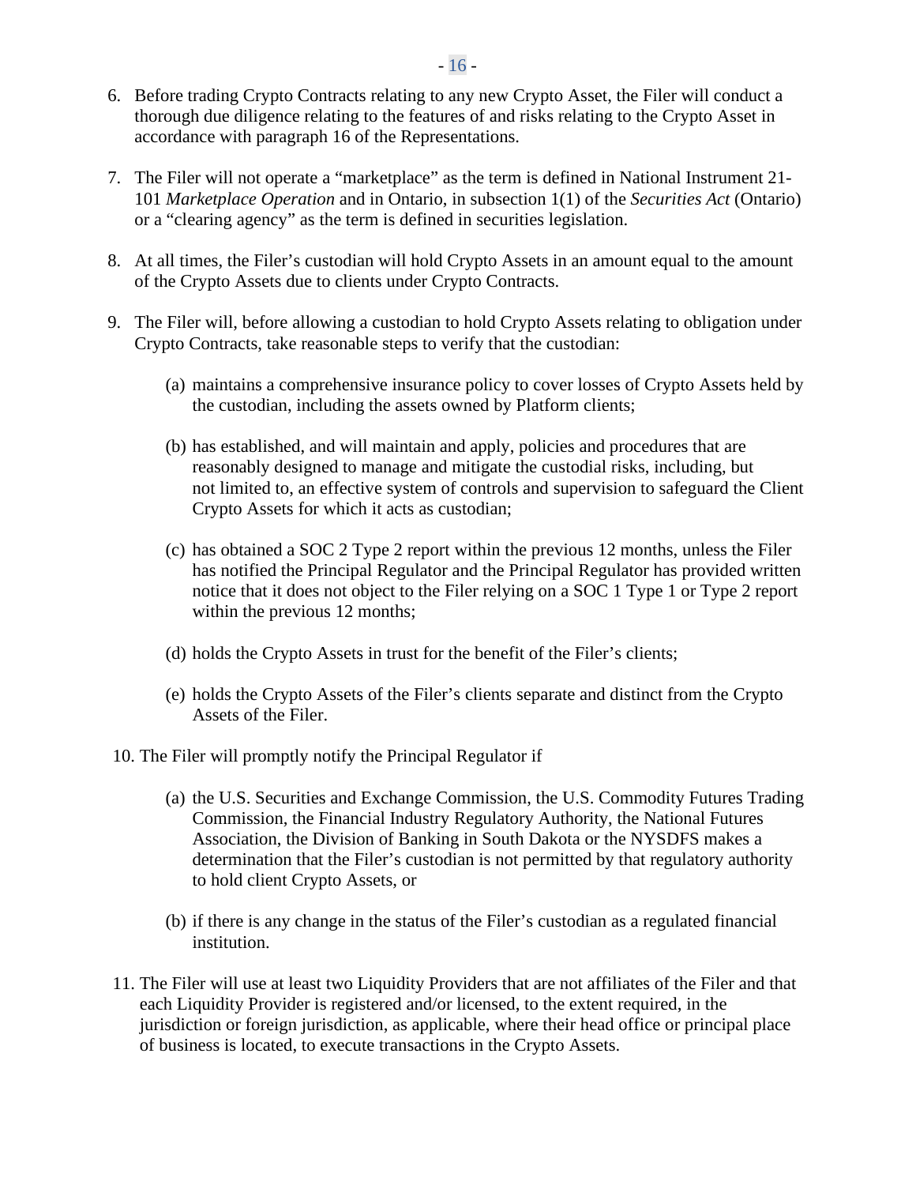6. Before trading Crypto Contracts relating to any new Crypto Asset, the Filer will conduct a thorough due diligence relating to the features of and risks relating to the Crypto Asset in accordance with paragraph 16 of the Representations.

7. The Filer will not operate a "marketplace" as the term is defined in National Instrument 21-101 *Marketplace Operation* and in Ontario, in subsection 1(1) of the *Securities Act* (Ontario) or a "clearing agency" as the term is defined in securities legislation.

8. At all times, the Filer's custodian will hold Crypto Assets in an amount equal to the amount of the Crypto Assets due to clients under Crypto Contracts.

9. The Filer will, before allowing a custodian to hold Crypto Assets relating to obligation under Crypto Contracts, take reasonable steps to verify that the custodian:

   (a) maintains a comprehensive insurance policy to cover losses of Crypto Assets held by the custodian, including the assets owned by Platform clients;

   (b) has established, and will maintain and apply, policies and procedures that are reasonably designed to manage and mitigate the custodial risks, including, but not limited to, an effective system of controls and supervision to safeguard the Client Crypto Assets for which it acts as custodian;

   (c) has obtained a SOC 2 Type 2 report within the previous 12 months, unless the Filer has notified the Principal Regulator and the Principal Regulator has provided written notice that it does not object to the Filer relying on a SOC 1 Type 1 or Type 2 report within the previous 12 months;

   (d) holds the Crypto Assets in trust for the benefit of the Filer's clients;

   (e) holds the Crypto Assets of the Filer's clients separate and distinct from the Crypto Assets of the Filer.

10. The Filer will promptly notify the Principal Regulator if

    (a) the U.S. Securities and Exchange Commission, the U.S. Commodity Futures Trading Commission, the Financial Industry Regulatory Authority, the National Futures Association, the Division of Banking in South Dakota or the NYSDFS makes a determination that the Filer's custodian is not permitted by that regulatory authority to hold client Crypto Assets, or

    (b) if there is any change in the status of the Filer's custodian as a regulated financial institution.

11. The Filer will use at least two Liquidity Providers that are not affiliates of the Filer and that each Liquidity Provider is registered and/or licensed, to the extent required, in the jurisdiction or foreign jurisdiction, as applicable, where their head office or principal place of business is located, to execute transactions in the Crypto Assets.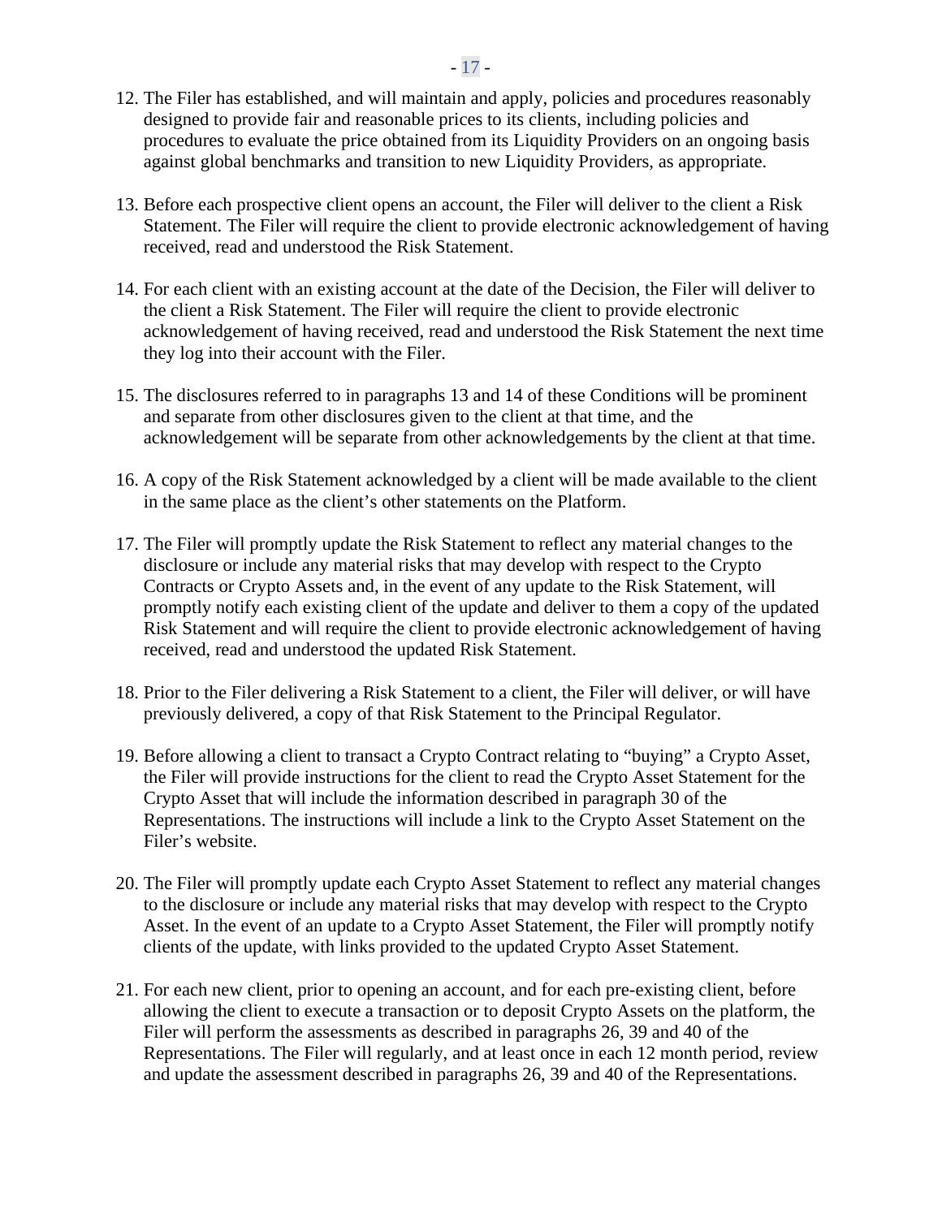12. The Filer has established, and will maintain and apply, policies and procedures reasonably designed to provide fair and reasonable prices to its clients, including policies and procedures to evaluate the price obtained from its Liquidity Providers on an ongoing basis against global benchmarks and transition to new Liquidity Providers, as appropriate.

13. Before each prospective client opens an account, the Filer will deliver to the client a Risk Statement. The Filer will require the client to provide electronic acknowledgement of having received, read and understood the Risk Statement.

14. For each client with an existing account at the date of the Decision, the Filer will deliver to the client a Risk Statement. The Filer will require the client to provide electronic acknowledgement of having received, read and understood the Risk Statement the next time they log into their account with the Filer.

15. The disclosures referred to in paragraphs 13 and 14 of these Conditions will be prominent and separate from other disclosures given to the client at that time, and the acknowledgement will be separate from other acknowledgements by the client at that time.

16. A copy of the Risk Statement acknowledged by a client will be made available to the client in the same place as the client's other statements on the Platform.

17. The Filer will promptly update the Risk Statement to reflect any material changes to the disclosure or include any material risks that may develop with respect to the Crypto Contracts or Crypto Assets and, in the event of any update to the Risk Statement, will promptly notify each existing client of the update and deliver to them a copy of the updated Risk Statement and will require the client to provide electronic acknowledgement of having received, read and understood the updated Risk Statement.

18. Prior to the Filer delivering a Risk Statement to a client, the Filer will deliver, or will have previously delivered, a copy of that Risk Statement to the Principal Regulator.

19. Before allowing a client to transact a Crypto Contract relating to "buying" a Crypto Asset, the Filer will provide instructions for the client to read the Crypto Asset Statement for the Crypto Asset that will include the information described in paragraph 30 of the Representations. The instructions will include a link to the Crypto Asset Statement on the Filer's website.

20. The Filer will promptly update each Crypto Asset Statement to reflect any material changes to the disclosure or include any material risks that may develop with respect to the Crypto Asset. In the event of an update to a Crypto Asset Statement, the Filer will promptly notify clients of the update, with links provided to the updated Crypto Asset Statement.

21. For each new client, prior to opening an account, and for each pre-existing client, before allowing the client to execute a transaction or to deposit Crypto Assets on the platform, the Filer will perform the assessments as described in paragraphs 26, 39 and 40 of the Representations. The Filer will regularly, and at least once in each 12 month period, review and update the assessment described in paragraphs 26, 39 and 40 of the Representations.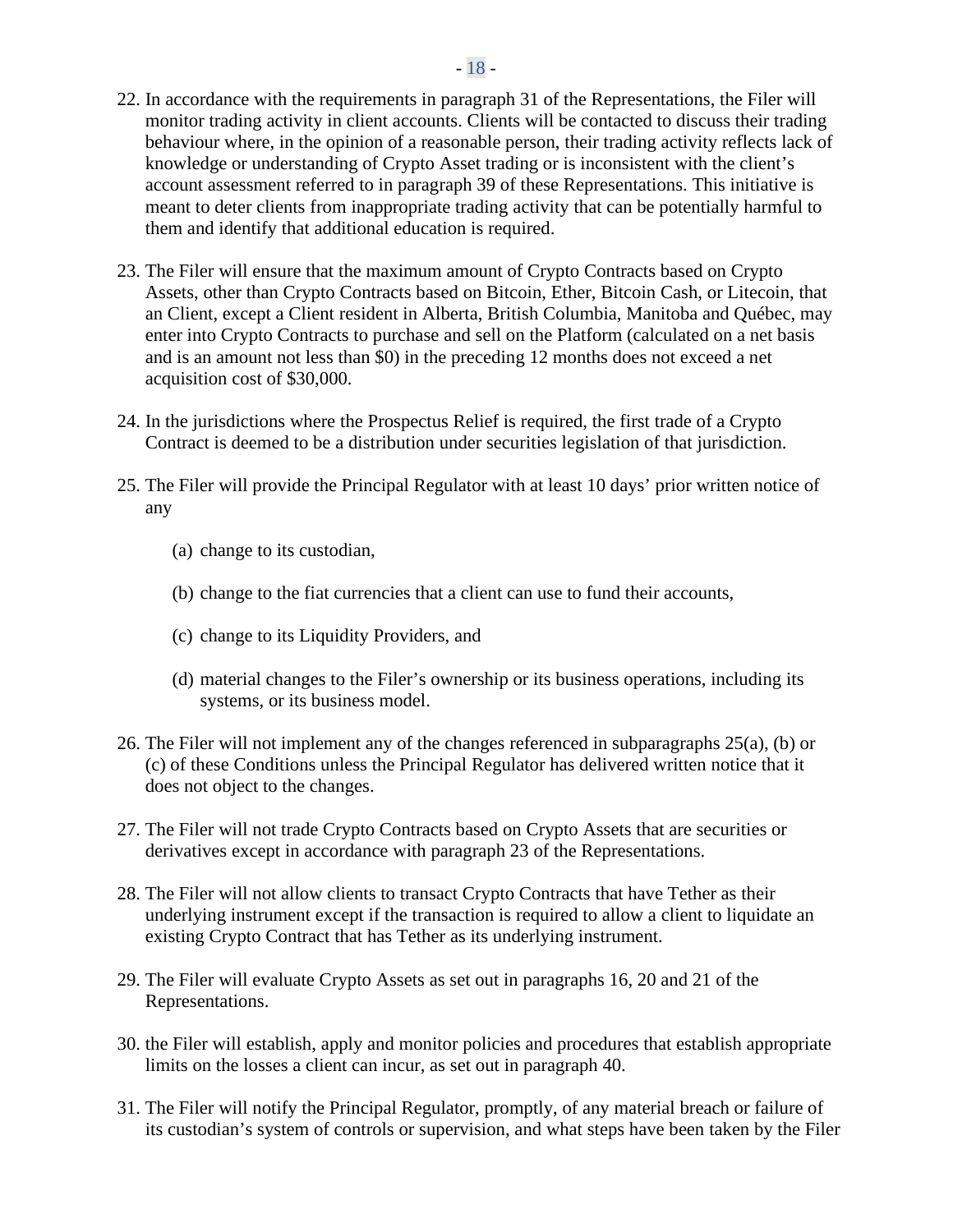22. In accordance with the requirements in paragraph 31 of the Representations, the Filer will monitor trading activity in client accounts. Clients will be contacted to discuss their trading behaviour where, in the opinion of a reasonable person, their trading activity reflects lack of knowledge or understanding of Crypto Asset trading or is inconsistent with the client's account assessment referred to in paragraph 39 of these Representations. This initiative is meant to deter clients from inappropriate trading activity that can be potentially harmful to them and identify that additional education is required.

23. The Filer will ensure that the maximum amount of Crypto Contracts based on Crypto Assets, other than Crypto Contracts based on Bitcoin, Ether, Bitcoin Cash, or Litecoin, that an Client, except a Client resident in Alberta, British Columbia, Manitoba and Québec, may enter into Crypto Contracts to purchase and sell on the Platform (calculated on a net basis and is an amount not less than $0) in the preceding 12 months does not exceed a net acquisition cost of $30,000.

24. In the jurisdictions where the Prospectus Relief is required, the first trade of a Crypto Contract is deemed to be a distribution under securities legislation of that jurisdiction.

25. The Filer will provide the Principal Regulator with at least 10 days' prior written notice of any

    (a) change to its custodian,

    (b) change to the fiat currencies that a client can use to fund their accounts,

    (c) change to its Liquidity Providers, and

    (d) material changes to the Filer's ownership or its business operations, including its systems, or its business model.

26. The Filer will not implement any of the changes referenced in subparagraphs 25(a), (b) or (c) of these Conditions unless the Principal Regulator has delivered written notice that it does not object to the changes.

27. The Filer will not trade Crypto Contracts based on Crypto Assets that are securities or derivatives except in accordance with paragraph 23 of the Representations.

28. The Filer will not allow clients to transact Crypto Contracts that have Tether as their underlying instrument except if the transaction is required to allow a client to liquidate an existing Crypto Contract that has Tether as its underlying instrument.

29. The Filer will evaluate Crypto Assets as set out in paragraphs 16, 20 and 21 of the Representations.

30. the Filer will establish, apply and monitor policies and procedures that establish appropriate limits on the losses a client can incur, as set out in paragraph 40.

31. The Filer will notify the Principal Regulator, promptly, of any material breach or failure of its custodian's system of controls or supervision, and what steps have been taken by the Filer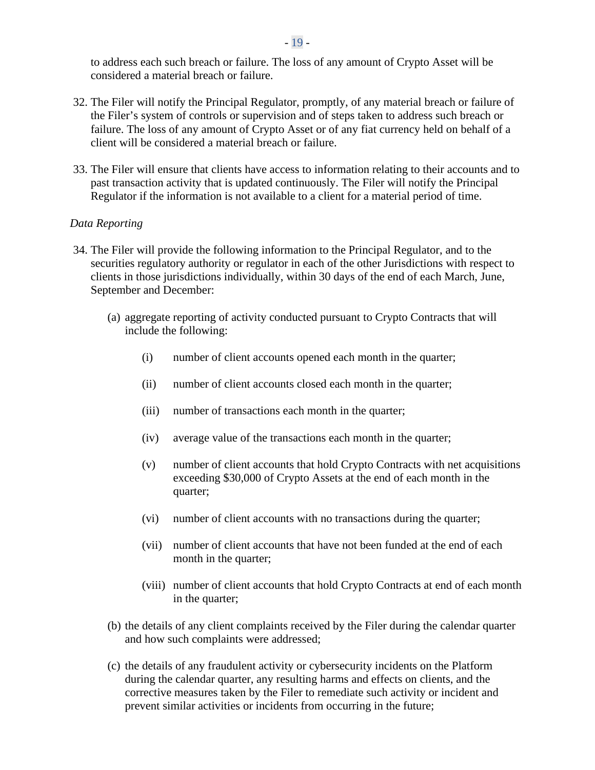to address each such breach or failure. The loss of any amount of Crypto Asset will be considered a material breach or failure.

32. The Filer will notify the Principal Regulator, promptly, of any material breach or failure of the Filer's system of controls or supervision and of steps taken to address such breach or failure. The loss of any amount of Crypto Asset or of any fiat currency held on behalf of a client will be considered a material breach or failure.

33. The Filer will ensure that clients have access to information relating to their accounts and to past transaction activity that is updated continuously. The Filer will notify the Principal Regulator if the information is not available to a client for a material period of time.

*Data Reporting*

34. The Filer will provide the following information to the Principal Regulator, and to the securities regulatory authority or regulator in each of the other Jurisdictions with respect to clients in those jurisdictions individually, within 30 days of the end of each March, June, September and December:

    (a) aggregate reporting of activity conducted pursuant to Crypto Contracts that will include the following:

        (i) number of client accounts opened each month in the quarter;

        (ii) number of client accounts closed each month in the quarter;

        (iii) number of transactions each month in the quarter;

        (iv) average value of the transactions each month in the quarter;

        (v) number of client accounts that hold Crypto Contracts with net acquisitions exceeding $30,000 of Crypto Assets at the end of each month in the quarter;

        (vi) number of client accounts with no transactions during the quarter;

        (vii) number of client accounts that have not been funded at the end of each month in the quarter;

        (viii) number of client accounts that hold Crypto Contracts at end of each month in the quarter;

    (b) the details of any client complaints received by the Filer during the calendar quarter and how such complaints were addressed;

    (c) the details of any fraudulent activity or cybersecurity incidents on the Platform during the calendar quarter, any resulting harms and effects on clients, and the corrective measures taken by the Filer to remediate such activity or incident and prevent similar activities or incidents from occurring in the future;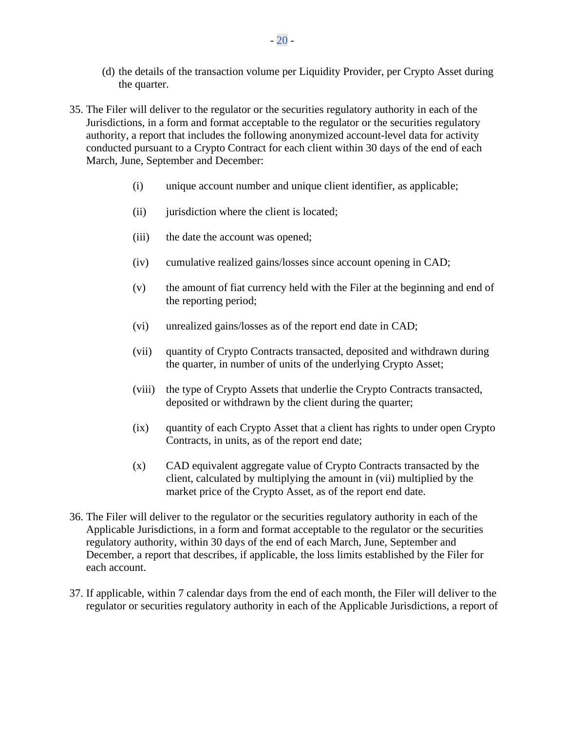(d) the details of the transaction volume per Liquidity Provider, per Crypto Asset during the quarter.

35. The Filer will deliver to the regulator or the securities regulatory authority in each of the Jurisdictions, in a form and format acceptable to the regulator or the securities regulatory authority, a report that includes the following anonymized account-level data for activity conducted pursuant to a Crypto Contract for each client within 30 days of the end of each March, June, September and December:

    (i) unique account number and unique client identifier, as applicable;

    (ii) jurisdiction where the client is located;

    (iii) the date the account was opened;

    (iv) cumulative realized gains/losses since account opening in CAD;

    (v) the amount of fiat currency held with the Filer at the beginning and end of the reporting period;

    (vi) unrealized gains/losses as of the report end date in CAD;

    (vii) quantity of Crypto Contracts transacted, deposited and withdrawn during the quarter, in number of units of the underlying Crypto Asset;

    (viii) the type of Crypto Assets that underlie the Crypto Contracts transacted, deposited or withdrawn by the client during the quarter;

    (ix) quantity of each Crypto Asset that a client has rights to under open Crypto Contracts, in units, as of the report end date;

    (x) CAD equivalent aggregate value of Crypto Contracts transacted by the client, calculated by multiplying the amount in (vii) multiplied by the market price of the Crypto Asset, as of the report end date.

36. The Filer will deliver to the regulator or the securities regulatory authority in each of the Applicable Jurisdictions, in a form and format acceptable to the regulator or the securities regulatory authority, within 30 days of the end of each March, June, September and December, a report that describes, if applicable, the loss limits established by the Filer for each account.

37. If applicable, within 7 calendar days from the end of each month, the Filer will deliver to the regulator or securities regulatory authority in each of the Applicable Jurisdictions, a report of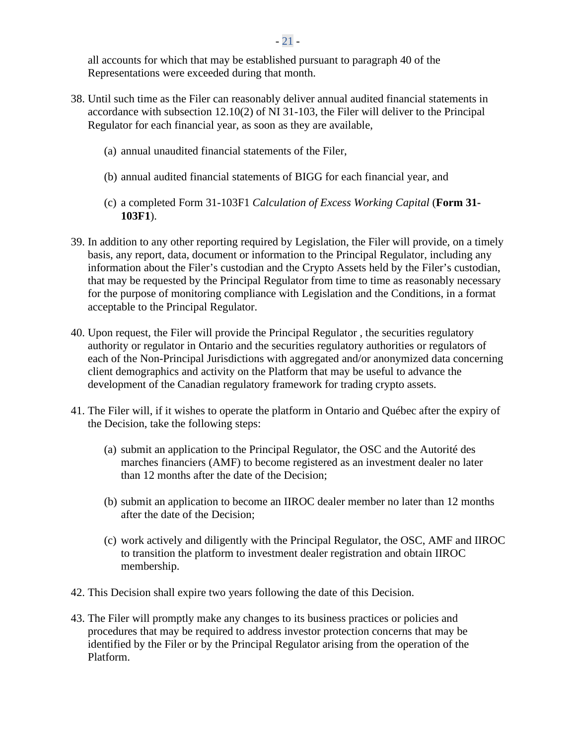all accounts for which that may be established pursuant to paragraph 40 of the Representations were exceeded during that month.

38. Until such time as the Filer can reasonably deliver annual audited financial statements in accordance with subsection 12.10(2) of NI 31-103, the Filer will deliver to the Principal Regulator for each financial year, as soon as they are available,

    (a) annual unaudited financial statements of the Filer,

    (b) annual audited financial statements of BIGG for each financial year, and

    (c) a completed Form 31-103F1 *Calculation of Excess Working Capital* (**Form 31-103F1**).

39. In addition to any other reporting required by Legislation, the Filer will provide, on a timely basis, any report, data, document or information to the Principal Regulator, including any information about the Filer's custodian and the Crypto Assets held by the Filer's custodian, that may be requested by the Principal Regulator from time to time as reasonably necessary for the purpose of monitoring compliance with Legislation and the Conditions, in a format acceptable to the Principal Regulator.

40. Upon request, the Filer will provide the Principal Regulator , the securities regulatory authority or regulator in Ontario and the securities regulatory authorities or regulators of each of the Non-Principal Jurisdictions with aggregated and/or anonymized data concerning client demographics and activity on the Platform that may be useful to advance the development of the Canadian regulatory framework for trading crypto assets.

41. The Filer will, if it wishes to operate the platform in Ontario and Québec after the expiry of the Decision, take the following steps:

    (a) submit an application to the Principal Regulator, the OSC and the Autorité des marches financiers (AMF) to become registered as an investment dealer no later than 12 months after the date of the Decision;

    (b) submit an application to become an IIROC dealer member no later than 12 months after the date of the Decision;

    (c) work actively and diligently with the Principal Regulator, the OSC, AMF and IIROC to transition the platform to investment dealer registration and obtain IIROC membership.

42. This Decision shall expire two years following the date of this Decision.

43. The Filer will promptly make any changes to its business practices or policies and procedures that may be required to address investor protection concerns that may be identified by the Filer or by the Principal Regulator arising from the operation of the Platform.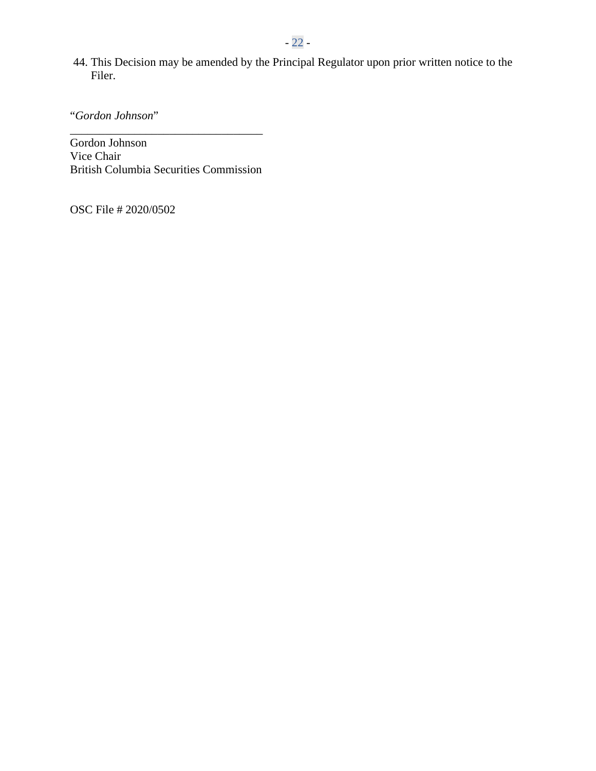44. This Decision may be amended by the Principal Regulator upon prior written notice to the Filer.

"*Gordon Johnson*"

\_\_\_\_\_\_\_\_\_\_\_\_\_\_\_\_\_\_\_\_\_\_\_\_\_\_\_\_\_\_\_\_\_\_

Gordon Johnson
Vice Chair
British Columbia Securities Commission

OSC File # 2020/0502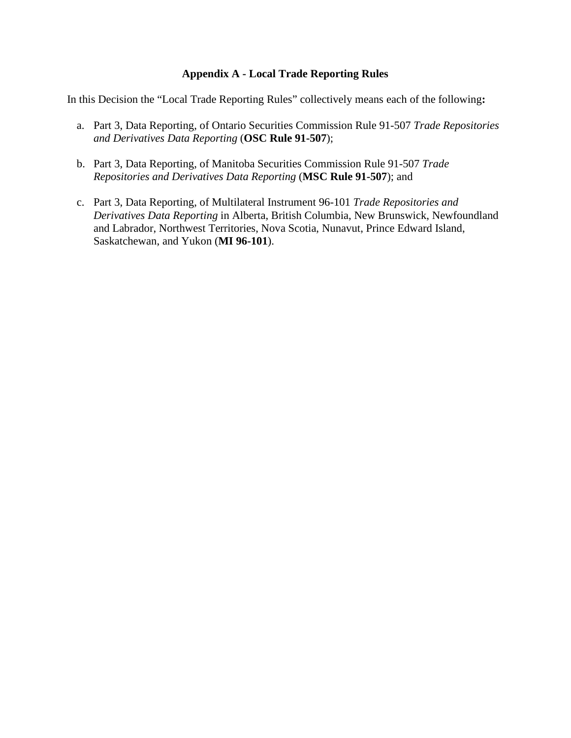## Appendix A - Local Trade Reporting Rules

In this Decision the "Local Trade Reporting Rules" collectively means each of the following**:**

a. Part 3, Data Reporting, of Ontario Securities Commission Rule 91-507 *Trade Repositories and Derivatives Data Reporting* (**OSC Rule 91-507**);

b. Part 3, Data Reporting, of Manitoba Securities Commission Rule 91-507 *Trade Repositories and Derivatives Data Reporting* (**MSC Rule 91-507**); and

c. Part 3, Data Reporting, of Multilateral Instrument 96-101 *Trade Repositories and Derivatives Data Reporting* in Alberta, British Columbia, New Brunswick, Newfoundland and Labrador, Northwest Territories, Nova Scotia, Nunavut, Prince Edward Island, Saskatchewan, and Yukon (**MI 96-101**).